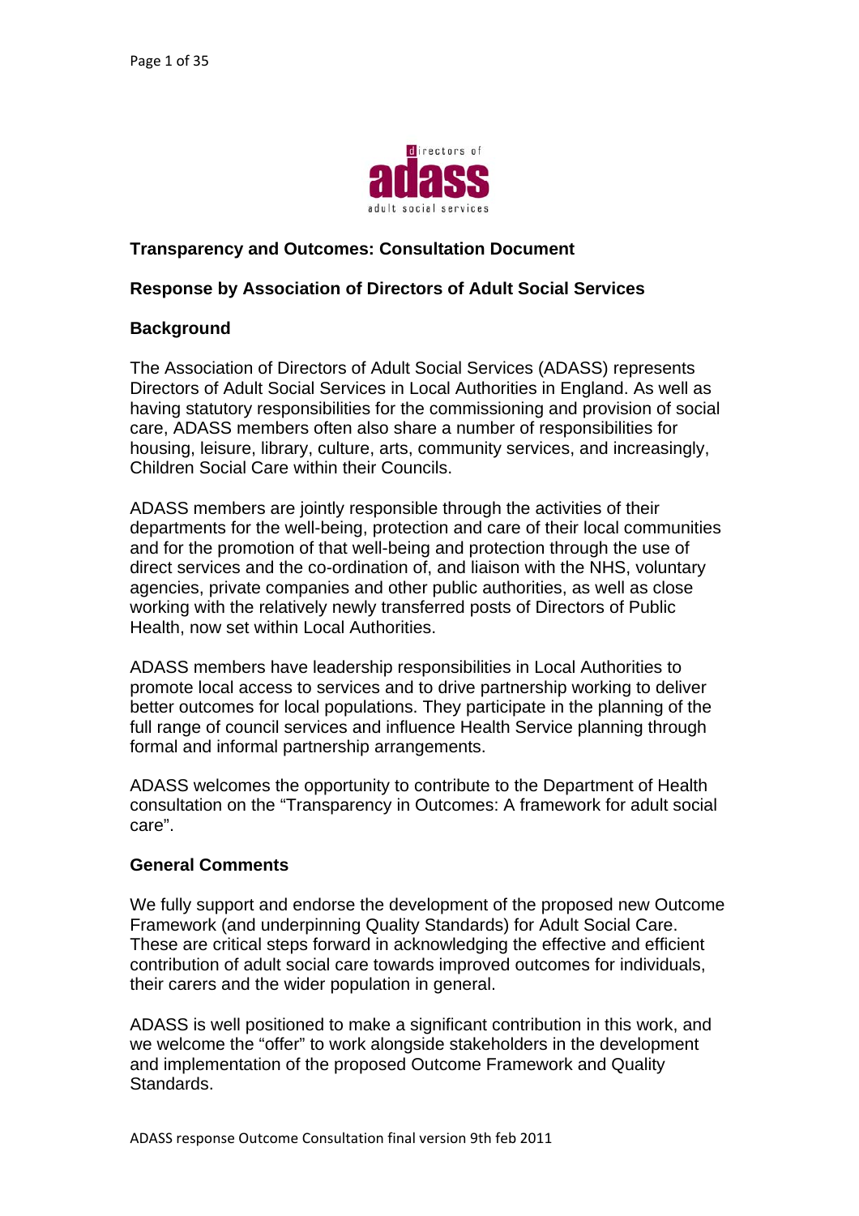**Transparency and Outcomes: Consultation Document**

**Response by Association of Directors of Adult Social Services**

**Background**

The Association of Directors of Adult Social Services (ADASS) represents Directors of Adult Social Services in Local Authorities in England. As well as having statutory responsibilities for the commissioning and provision of social care, ADASS members often also share a number of responsibilities for housing, leisure, library, culture, arts, community services, and increasingly, Children Social Care within their Councils.

ADASS members are jointly responsible through the activities of their departments for the well-being, protection and care of their local communities and for the promotion of that well-being and protection through the use of direct services and the co-ordination of, and liaison with the NHS, voluntary agencies, private companies and other public authorities, as well as close working with the relatively newly transferred posts of Directors of Public Health, now set within Local Authorities.

ADASS members have leadership responsibilities in Local Authorities to promote local access to services and to drive partnership working to deliver better outcomes for local populations. They participate in the planning of the full range of council services and influence Health Service planning through formal and informal partnership arrangements.

ADASS welcomes the opportunity to contribute to the Department of Health consultation on the "Transparency in Outcomes: A framework for adult social care".

**General Comments**

We fully support and endorse the development of the proposed new Outcome Framework (and underpinning Quality Standards) for Adult Social Care. These are critical steps forward in acknowledging the effective and efficient contribution of adult social care towards improved outcomes for individuals, their carers and the wider population in general.

ADASS is well positioned to make a significant contribution in this work, and we welcome the "offer" to work alongside stakeholders in the development and implementation of the proposed Outcome Framework and Quality Standards.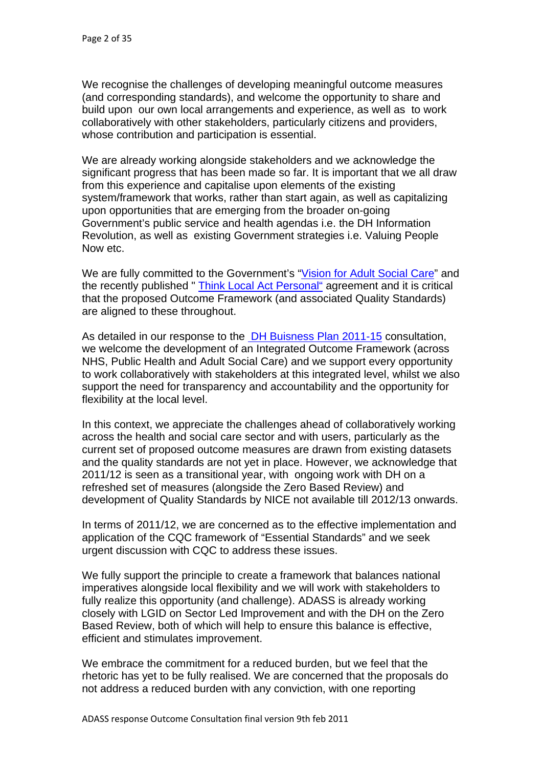We recognise the challenges of developing meaningful outcome measures (and corresponding standards), and welcome the opportunity to share and build upon our own local arrangements and experience, as well as to work collaboratively with other stakeholders, particularly citizens and providers, whose contribution and participation is essential.

We are already working alongside stakeholders and we acknowledge the significant progress that has been made so far. It is important that we all draw from this experience and capitalise upon elements of the existing system/framework that works, rather than start again, as well as capitalizing upon opportunities that are emerging from the broader on-going Government's public service and health agendas i.e. the DH Information Revolution, as well as existing Government strategies i.e. Valuing People Now etc.

We are fully committed to the Government's "Vision for Adult Social Care" and the recently published " Think Local Act Personal" agreement and it is critical that the proposed Outcome Framework (and associated Quality Standards) are aligned to these throughout.

As detailed in our response to the DH Buisness Plan 2011-15 consultation, we welcome the development of an Integrated Outcome Framework (across NHS, Public Health and Adult Social Care) and we support every opportunity to work collaboratively with stakeholders at this integrated level, whilst we also support the need for transparency and accountability and the opportunity for flexibility at the local level.

In this context, we appreciate the challenges ahead of collaboratively working across the health and social care sector and with users, particularly as the current set of proposed outcome measures are drawn from existing datasets and the quality standards are not yet in place. However, we acknowledge that 2011/12 is seen as a transitional year, with ongoing work with DH on a refreshed set of measures (alongside the Zero Based Review) and development of Quality Standards by NICE not available till 2012/13 onwards.

In terms of 2011/12, we are concerned as to the effective implementation and application of the CQC framework of "Essential Standards" and we seek urgent discussion with CQC to address these issues.

We fully support the principle to create a framework that balances national imperatives alongside local flexibility and we will work with stakeholders to fully realize this opportunity (and challenge). ADASS is already working closely with LGID on Sector Led Improvement and with the DH on the Zero Based Review, both of which will help to ensure this balance is effective, efficient and stimulates improvement.

We embrace the commitment for a reduced burden, but we feel that the rhetoric has yet to be fully realised. We are concerned that the proposals do not address a reduced burden with any conviction, with one reporting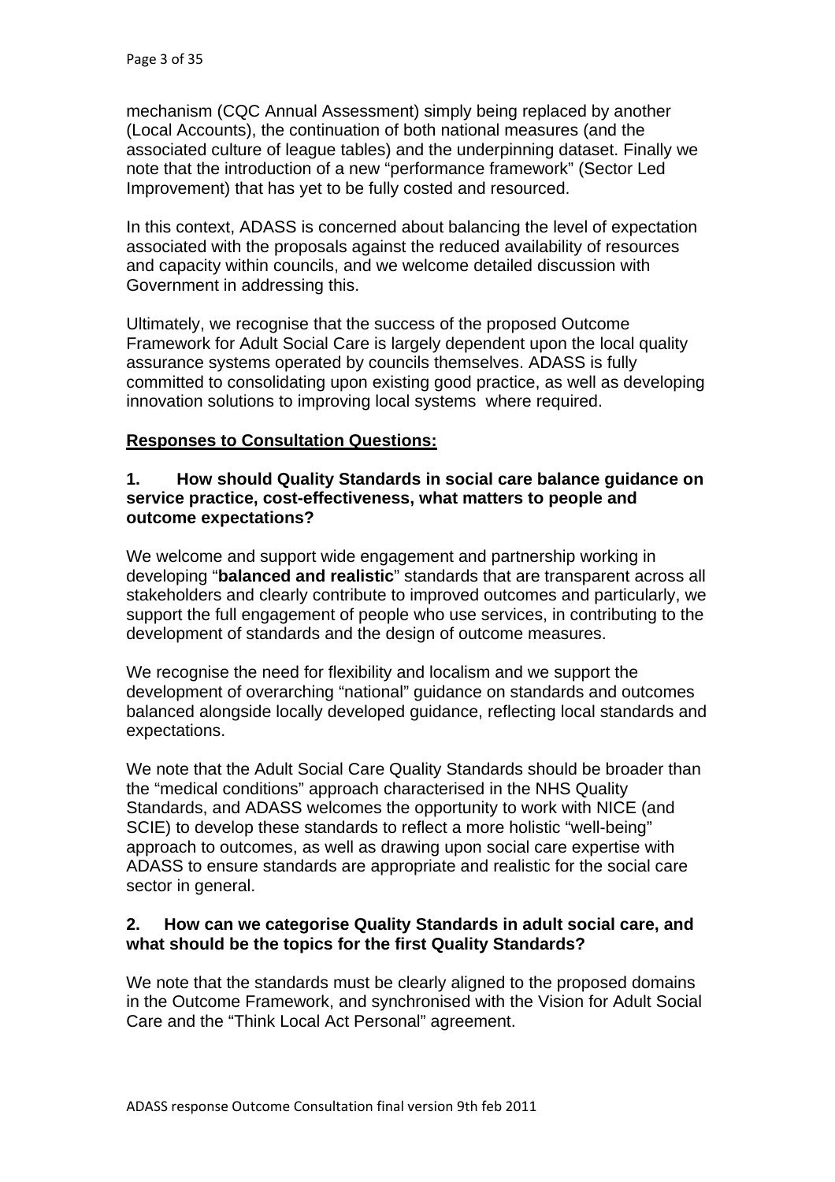mechanism (CQC Annual Assessment) simply being replaced by another (Local Accounts), the continuation of both national measures (and the associated culture of league tables) and the underpinning dataset. Finally we note that the introduction of a new "performance framework" (Sector Led Improvement) that has yet to be fully costed and resourced.

In this context, ADASS is concerned about balancing the level of expectation associated with the proposals against the reduced availability of resources and capacity within councils, and we welcome detailed discussion with Government in addressing this.

Ultimately, we recognise that the success of the proposed Outcome Framework for Adult Social Care is largely dependent upon the local quality assurance systems operated by councils themselves. ADASS is fully committed to consolidating upon existing good practice, as well as developing innovation solutions to improving local systems where required.

## Responses to Consultation Questions:

**1. How should Quality Standards in social care balance guidance on service practice, cost-effectiveness, what matters to people and outcome expectations?**

We welcome and support wide engagement and partnership working in developing "**balanced and realistic**" standards that are transparent across all stakeholders and clearly contribute to improved outcomes and particularly, we support the full engagement of people who use services, in contributing to the development of standards and the design of outcome measures.

We recognise the need for flexibility and localism and we support the development of overarching "national" guidance on standards and outcomes balanced alongside locally developed guidance, reflecting local standards and expectations.

We note that the Adult Social Care Quality Standards should be broader than the "medical conditions" approach characterised in the NHS Quality Standards, and ADASS welcomes the opportunity to work with NICE (and SCIE) to develop these standards to reflect a more holistic "well-being" approach to outcomes, as well as drawing upon social care expertise with ADASS to ensure standards are appropriate and realistic for the social care sector in general.

**2. How can we categorise Quality Standards in adult social care, and what should be the topics for the first Quality Standards?**

We note that the standards must be clearly aligned to the proposed domains in the Outcome Framework, and synchronised with the Vision for Adult Social Care and the "Think Local Act Personal" agreement.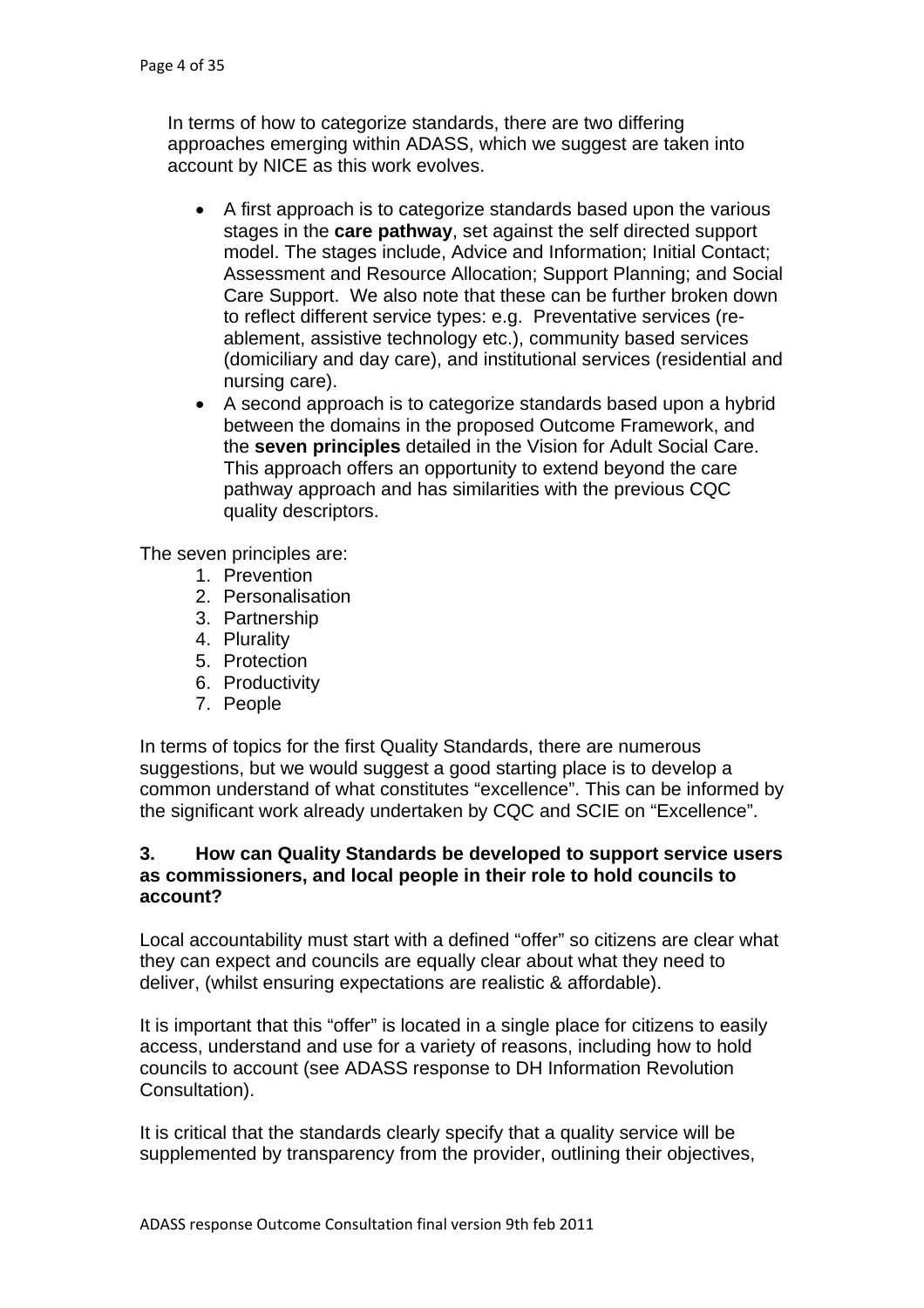In terms of how to categorize standards, there are two differing approaches emerging within ADASS, which we suggest are taken into account by NICE as this work evolves.

- A first approach is to categorize standards based upon the various stages in the **care pathway**, set against the self directed support model. The stages include, Advice and Information; Initial Contact; Assessment and Resource Allocation; Support Planning; and Social Care Support. We also note that these can be further broken down to reflect different service types: e.g. Preventative services (re-ablement, assistive technology etc.), community based services (domiciliary and day care), and institutional services (residential and nursing care).
- A second approach is to categorize standards based upon a hybrid between the domains in the proposed Outcome Framework, and the **seven principles** detailed in the Vision for Adult Social Care. This approach offers an opportunity to extend beyond the care pathway approach and has similarities with the previous CQC quality descriptors.

The seven principles are:

1. Prevention
2. Personalisation
3. Partnership
4. Plurality
5. Protection
6. Productivity
7. People

In terms of topics for the first Quality Standards, there are numerous suggestions, but we would suggest a good starting place is to develop a common understand of what constitutes "excellence". This can be informed by the significant work already undertaken by CQC and SCIE on "Excellence".

**3. How can Quality Standards be developed to support service users as commissioners, and local people in their role to hold councils to account?**

Local accountability must start with a defined "offer" so citizens are clear what they can expect and councils are equally clear about what they need to deliver, (whilst ensuring expectations are realistic & affordable).

It is important that this "offer" is located in a single place for citizens to easily access, understand and use for a variety of reasons, including how to hold councils to account (see ADASS response to DH Information Revolution Consultation).

It is critical that the standards clearly specify that a quality service will be supplemented by transparency from the provider, outlining their objectives,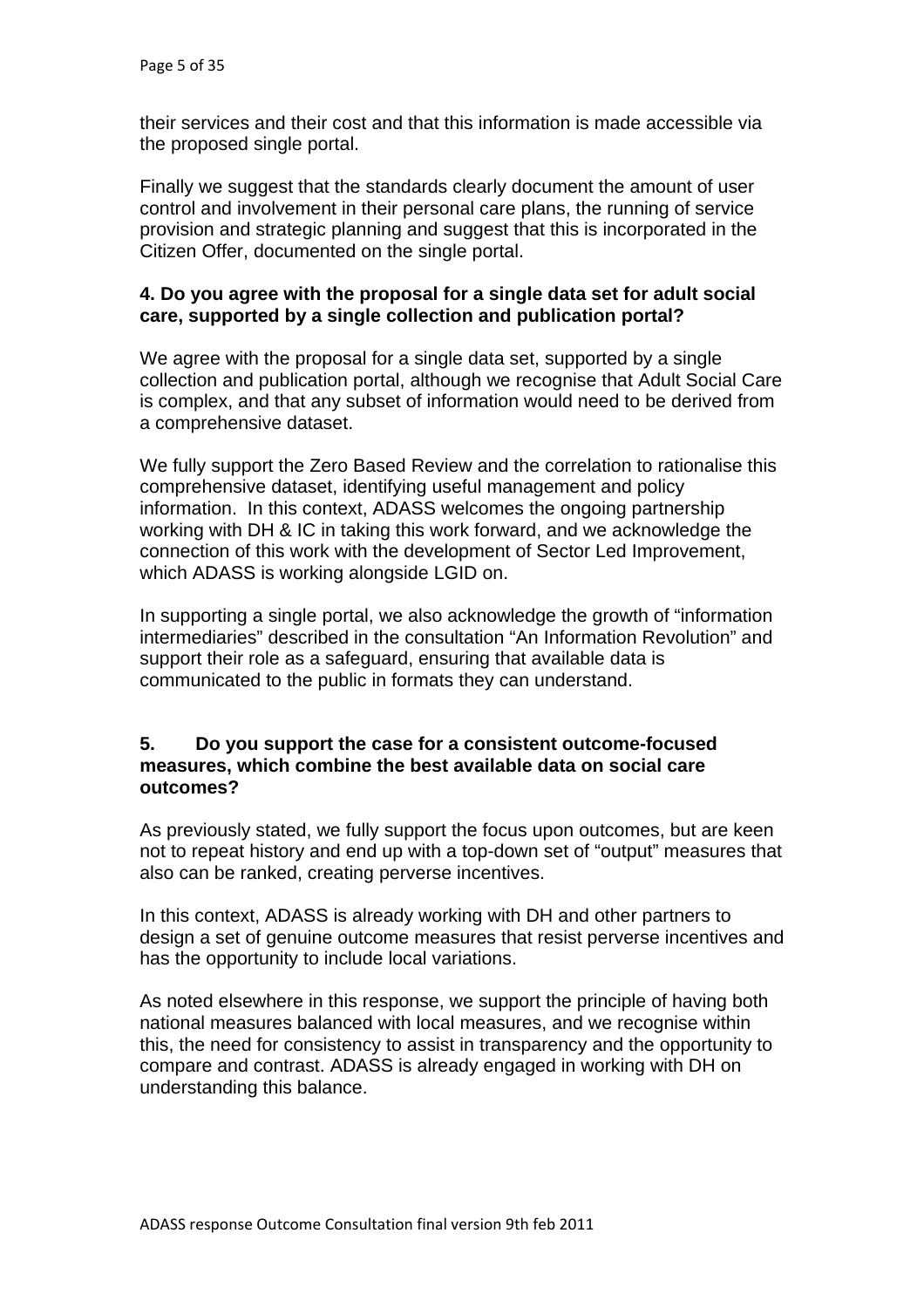their services and their cost and that this information is made accessible via the proposed single portal.

Finally we suggest that the standards clearly document the amount of user control and involvement in their personal care plans, the running of service provision and strategic planning and suggest that this is incorporated in the Citizen Offer, documented on the single portal.

**4. Do you agree with the proposal for a single data set for adult social care, supported by a single collection and publication portal?**

We agree with the proposal for a single data set, supported by a single collection and publication portal, although we recognise that Adult Social Care is complex, and that any subset of information would need to be derived from a comprehensive dataset.

We fully support the Zero Based Review and the correlation to rationalise this comprehensive dataset, identifying useful management and policy information. In this context, ADASS welcomes the ongoing partnership working with DH & IC in taking this work forward, and we acknowledge the connection of this work with the development of Sector Led Improvement, which ADASS is working alongside LGID on.

In supporting a single portal, we also acknowledge the growth of "information intermediaries" described in the consultation "An Information Revolution" and support their role as a safeguard, ensuring that available data is communicated to the public in formats they can understand.

**5. Do you support the case for a consistent outcome-focused measures, which combine the best available data on social care outcomes?**

As previously stated, we fully support the focus upon outcomes, but are keen not to repeat history and end up with a top-down set of "output" measures that also can be ranked, creating perverse incentives.

In this context, ADASS is already working with DH and other partners to design a set of genuine outcome measures that resist perverse incentives and has the opportunity to include local variations.

As noted elsewhere in this response, we support the principle of having both national measures balanced with local measures, and we recognise within this, the need for consistency to assist in transparency and the opportunity to compare and contrast. ADASS is already engaged in working with DH on understanding this balance.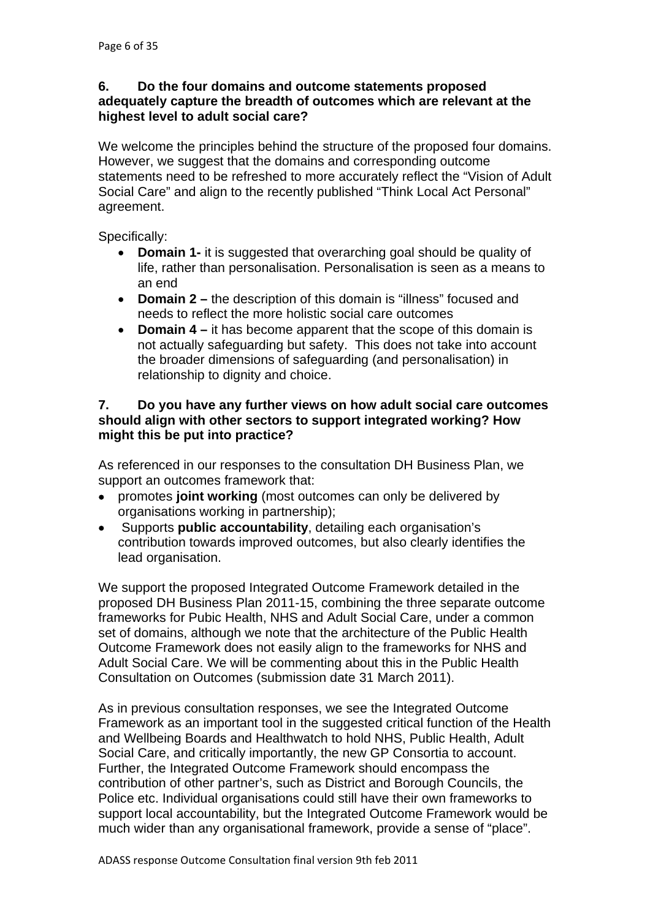**6. Do the four domains and outcome statements proposed adequately capture the breadth of outcomes which are relevant at the highest level to adult social care?**

We welcome the principles behind the structure of the proposed four domains. However, we suggest that the domains and corresponding outcome statements need to be refreshed to more accurately reflect the "Vision of Adult Social Care" and align to the recently published "Think Local Act Personal" agreement.

Specifically:

- **Domain 1-** it is suggested that overarching goal should be quality of life, rather than personalisation. Personalisation is seen as a means to an end
- **Domain 2 –** the description of this domain is "illness" focused and needs to reflect the more holistic social care outcomes
- **Domain 4 –** it has become apparent that the scope of this domain is not actually safeguarding but safety. This does not take into account the broader dimensions of safeguarding (and personalisation) in relationship to dignity and choice.

**7. Do you have any further views on how adult social care outcomes should align with other sectors to support integrated working? How might this be put into practice?**

As referenced in our responses to the consultation DH Business Plan, we support an outcomes framework that:

- promotes **joint working** (most outcomes can only be delivered by organisations working in partnership);
- Supports **public accountability**, detailing each organisation's contribution towards improved outcomes, but also clearly identifies the lead organisation.

We support the proposed Integrated Outcome Framework detailed in the proposed DH Business Plan 2011-15, combining the three separate outcome frameworks for Pubic Health, NHS and Adult Social Care, under a common set of domains, although we note that the architecture of the Public Health Outcome Framework does not easily align to the frameworks for NHS and Adult Social Care. We will be commenting about this in the Public Health Consultation on Outcomes (submission date 31 March 2011).

As in previous consultation responses, we see the Integrated Outcome Framework as an important tool in the suggested critical function of the Health and Wellbeing Boards and Healthwatch to hold NHS, Public Health, Adult Social Care, and critically importantly, the new GP Consortia to account. Further, the Integrated Outcome Framework should encompass the contribution of other partner's, such as District and Borough Councils, the Police etc. Individual organisations could still have their own frameworks to support local accountability, but the Integrated Outcome Framework would be much wider than any organisational framework, provide a sense of "place".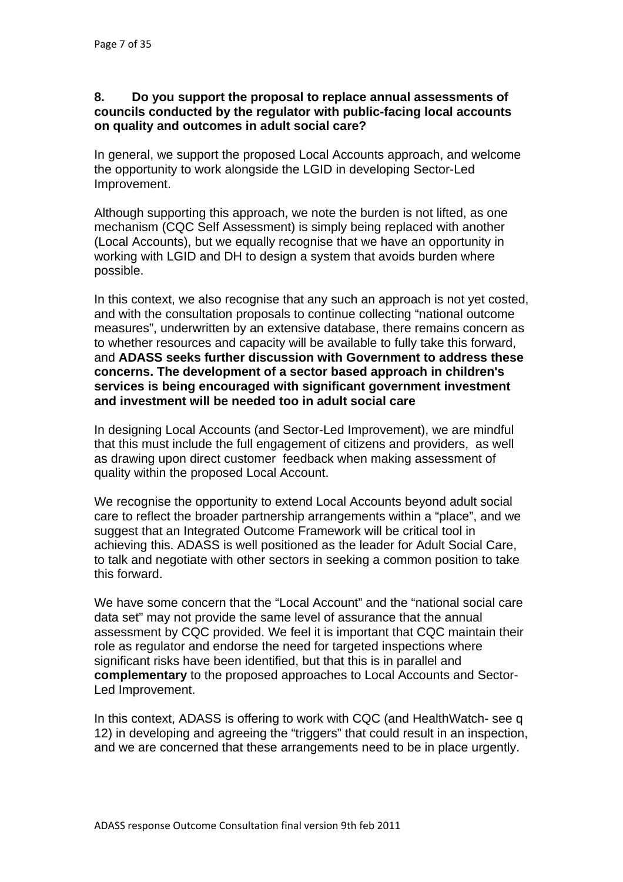**8. Do you support the proposal to replace annual assessments of councils conducted by the regulator with public-facing local accounts on quality and outcomes in adult social care?**

In general, we support the proposed Local Accounts approach, and welcome the opportunity to work alongside the LGID in developing Sector-Led Improvement.

Although supporting this approach, we note the burden is not lifted, as one mechanism (CQC Self Assessment) is simply being replaced with another (Local Accounts), but we equally recognise that we have an opportunity in working with LGID and DH to design a system that avoids burden where possible.

In this context, we also recognise that any such an approach is not yet costed, and with the consultation proposals to continue collecting "national outcome measures", underwritten by an extensive database, there remains concern as to whether resources and capacity will be available to fully take this forward, and **ADASS seeks further discussion with Government to address these concerns. The development of a sector based approach in children's services is being encouraged with significant government investment and investment will be needed too in adult social care**

In designing Local Accounts (and Sector-Led Improvement), we are mindful that this must include the full engagement of citizens and providers, as well as drawing upon direct customer feedback when making assessment of quality within the proposed Local Account.

We recognise the opportunity to extend Local Accounts beyond adult social care to reflect the broader partnership arrangements within a "place", and we suggest that an Integrated Outcome Framework will be critical tool in achieving this. ADASS is well positioned as the leader for Adult Social Care, to talk and negotiate with other sectors in seeking a common position to take this forward.

We have some concern that the "Local Account" and the "national social care data set" may not provide the same level of assurance that the annual assessment by CQC provided. We feel it is important that CQC maintain their role as regulator and endorse the need for targeted inspections where significant risks have been identified, but that this is in parallel and **complementary** to the proposed approaches to Local Accounts and Sector-Led Improvement.

In this context, ADASS is offering to work with CQC (and HealthWatch- see q 12) in developing and agreeing the "triggers" that could result in an inspection, and we are concerned that these arrangements need to be in place urgently.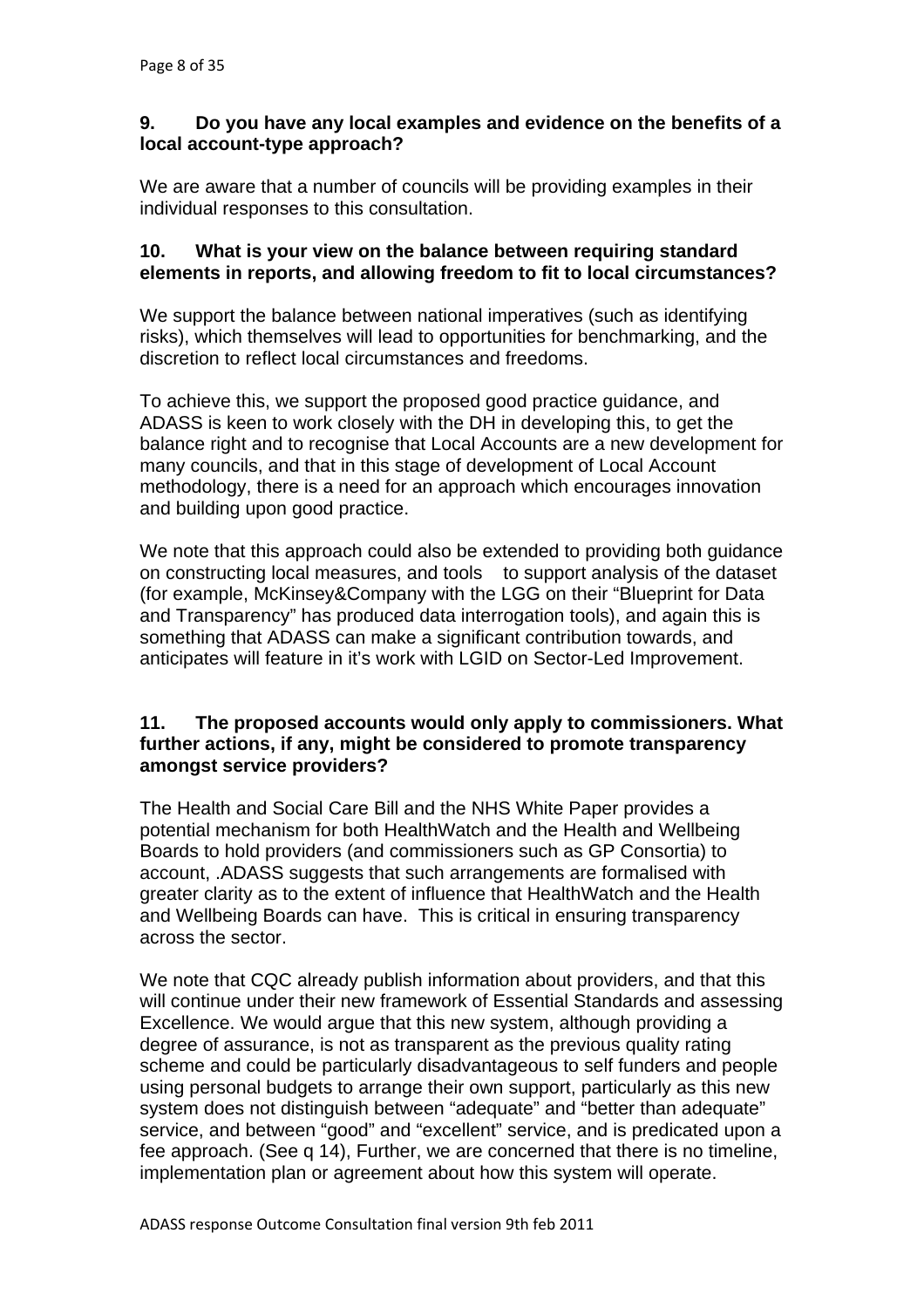**9. Do you have any local examples and evidence on the benefits of a local account-type approach?**

We are aware that a number of councils will be providing examples in their individual responses to this consultation.

**10. What is your view on the balance between requiring standard elements in reports, and allowing freedom to fit to local circumstances?**

We support the balance between national imperatives (such as identifying risks), which themselves will lead to opportunities for benchmarking, and the discretion to reflect local circumstances and freedoms.

To achieve this, we support the proposed good practice guidance, and ADASS is keen to work closely with the DH in developing this, to get the balance right and to recognise that Local Accounts are a new development for many councils, and that in this stage of development of Local Account methodology, there is a need for an approach which encourages innovation and building upon good practice.

We note that this approach could also be extended to providing both guidance on constructing local measures, and tools to support analysis of the dataset (for example, McKinsey&Company with the LGG on their "Blueprint for Data and Transparency" has produced data interrogation tools), and again this is something that ADASS can make a significant contribution towards, and anticipates will feature in it's work with LGID on Sector-Led Improvement.

**11. The proposed accounts would only apply to commissioners. What further actions, if any, might be considered to promote transparency amongst service providers?**

The Health and Social Care Bill and the NHS White Paper provides a potential mechanism for both HealthWatch and the Health and Wellbeing Boards to hold providers (and commissioners such as GP Consortia) to account, .ADASS suggests that such arrangements are formalised with greater clarity as to the extent of influence that HealthWatch and the Health and Wellbeing Boards can have. This is critical in ensuring transparency across the sector.

We note that CQC already publish information about providers, and that this will continue under their new framework of Essential Standards and assessing Excellence. We would argue that this new system, although providing a degree of assurance, is not as transparent as the previous quality rating scheme and could be particularly disadvantageous to self funders and people using personal budgets to arrange their own support, particularly as this new system does not distinguish between "adequate" and "better than adequate" service, and between "good" and "excellent" service, and is predicated upon a fee approach. (See q 14), Further, we are concerned that there is no timeline, implementation plan or agreement about how this system will operate.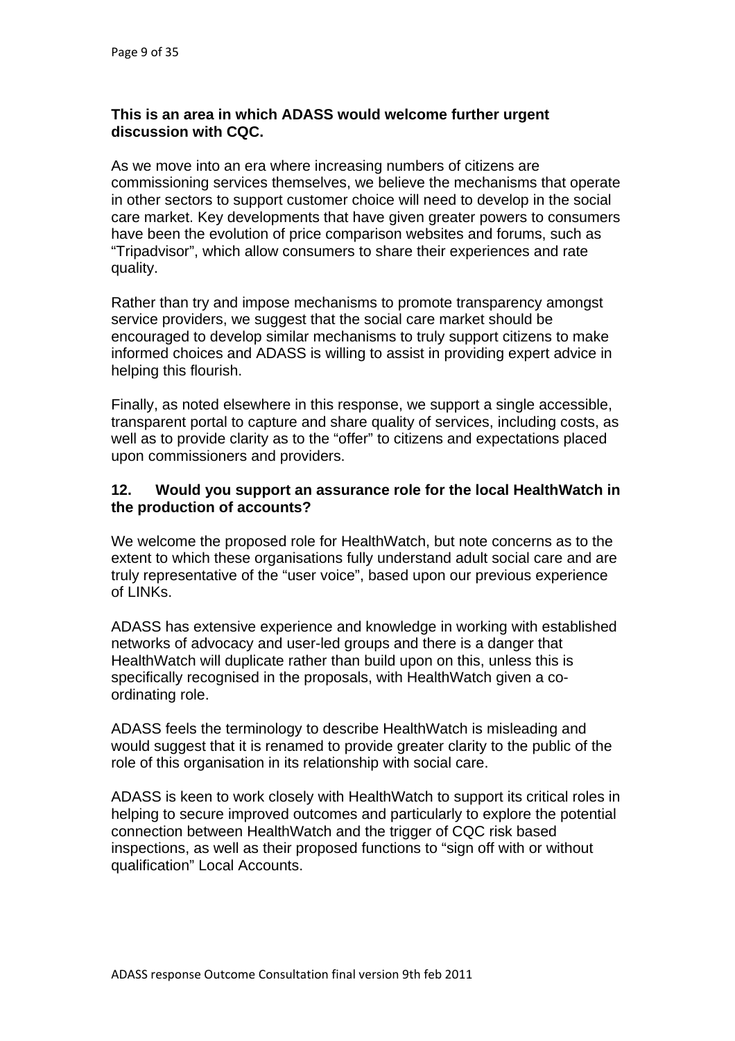**This is an area in which ADASS would welcome further urgent discussion with CQC.**

As we move into an era where increasing numbers of citizens are commissioning services themselves, we believe the mechanisms that operate in other sectors to support customer choice will need to develop in the social care market. Key developments that have given greater powers to consumers have been the evolution of price comparison websites and forums, such as "Tripadvisor", which allow consumers to share their experiences and rate quality.

Rather than try and impose mechanisms to promote transparency amongst service providers, we suggest that the social care market should be encouraged to develop similar mechanisms to truly support citizens to make informed choices and ADASS is willing to assist in providing expert advice in helping this flourish.

Finally, as noted elsewhere in this response, we support a single accessible, transparent portal to capture and share quality of services, including costs, as well as to provide clarity as to the "offer" to citizens and expectations placed upon commissioners and providers.

**12. Would you support an assurance role for the local HealthWatch in the production of accounts?**

We welcome the proposed role for HealthWatch, but note concerns as to the extent to which these organisations fully understand adult social care and are truly representative of the "user voice", based upon our previous experience of LINKs.

ADASS has extensive experience and knowledge in working with established networks of advocacy and user-led groups and there is a danger that HealthWatch will duplicate rather than build upon on this, unless this is specifically recognised in the proposals, with HealthWatch given a co-ordinating role.

ADASS feels the terminology to describe HealthWatch is misleading and would suggest that it is renamed to provide greater clarity to the public of the role of this organisation in its relationship with social care.

ADASS is keen to work closely with HealthWatch to support its critical roles in helping to secure improved outcomes and particularly to explore the potential connection between HealthWatch and the trigger of CQC risk based inspections, as well as their proposed functions to "sign off with or without qualification" Local Accounts.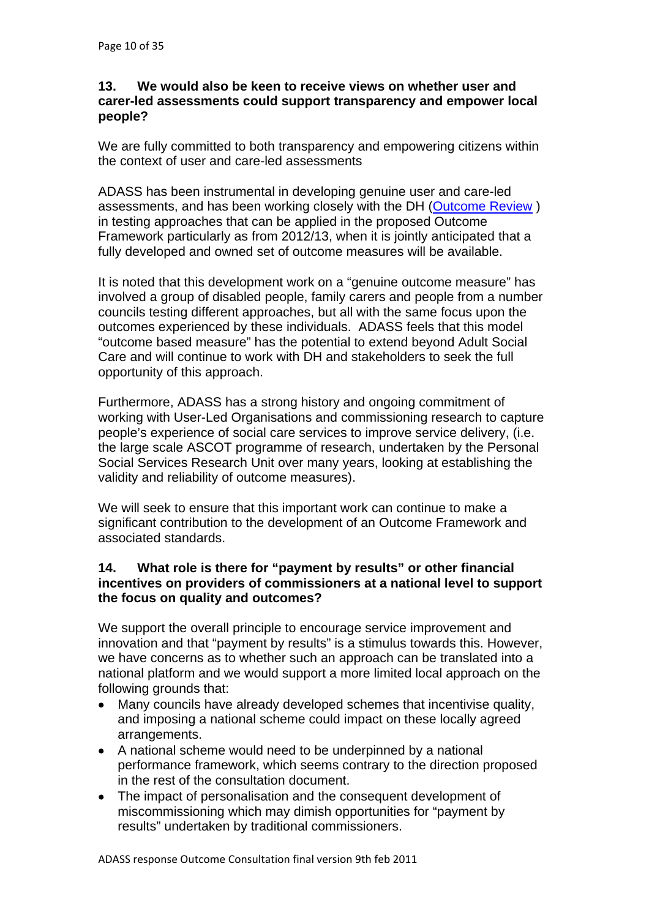**13. We would also be keen to receive views on whether user and carer-led assessments could support transparency and empower local people?**

We are fully committed to both transparency and empowering citizens within the context of user and care-led assessments

ADASS has been instrumental in developing genuine user and care-led assessments, and has been working closely with the DH (Outcome Review ) in testing approaches that can be applied in the proposed Outcome Framework particularly as from 2012/13, when it is jointly anticipated that a fully developed and owned set of outcome measures will be available.

It is noted that this development work on a "genuine outcome measure" has involved a group of disabled people, family carers and people from a number councils testing different approaches, but all with the same focus upon the outcomes experienced by these individuals. ADASS feels that this model "outcome based measure" has the potential to extend beyond Adult Social Care and will continue to work with DH and stakeholders to seek the full opportunity of this approach.

Furthermore, ADASS has a strong history and ongoing commitment of working with User-Led Organisations and commissioning research to capture people's experience of social care services to improve service delivery, (i.e. the large scale ASCOT programme of research, undertaken by the Personal Social Services Research Unit over many years, looking at establishing the validity and reliability of outcome measures).

We will seek to ensure that this important work can continue to make a significant contribution to the development of an Outcome Framework and associated standards.

**14. What role is there for "payment by results" or other financial incentives on providers of commissioners at a national level to support the focus on quality and outcomes?**

We support the overall principle to encourage service improvement and innovation and that "payment by results" is a stimulus towards this. However, we have concerns as to whether such an approach can be translated into a national platform and we would support a more limited local approach on the following grounds that:

- Many councils have already developed schemes that incentivise quality, and imposing a national scheme could impact on these locally agreed arrangements.
- A national scheme would need to be underpinned by a national performance framework, which seems contrary to the direction proposed in the rest of the consultation document.
- The impact of personalisation and the consequent development of miscommissioning which may dimish opportunities for "payment by results" undertaken by traditional commissioners.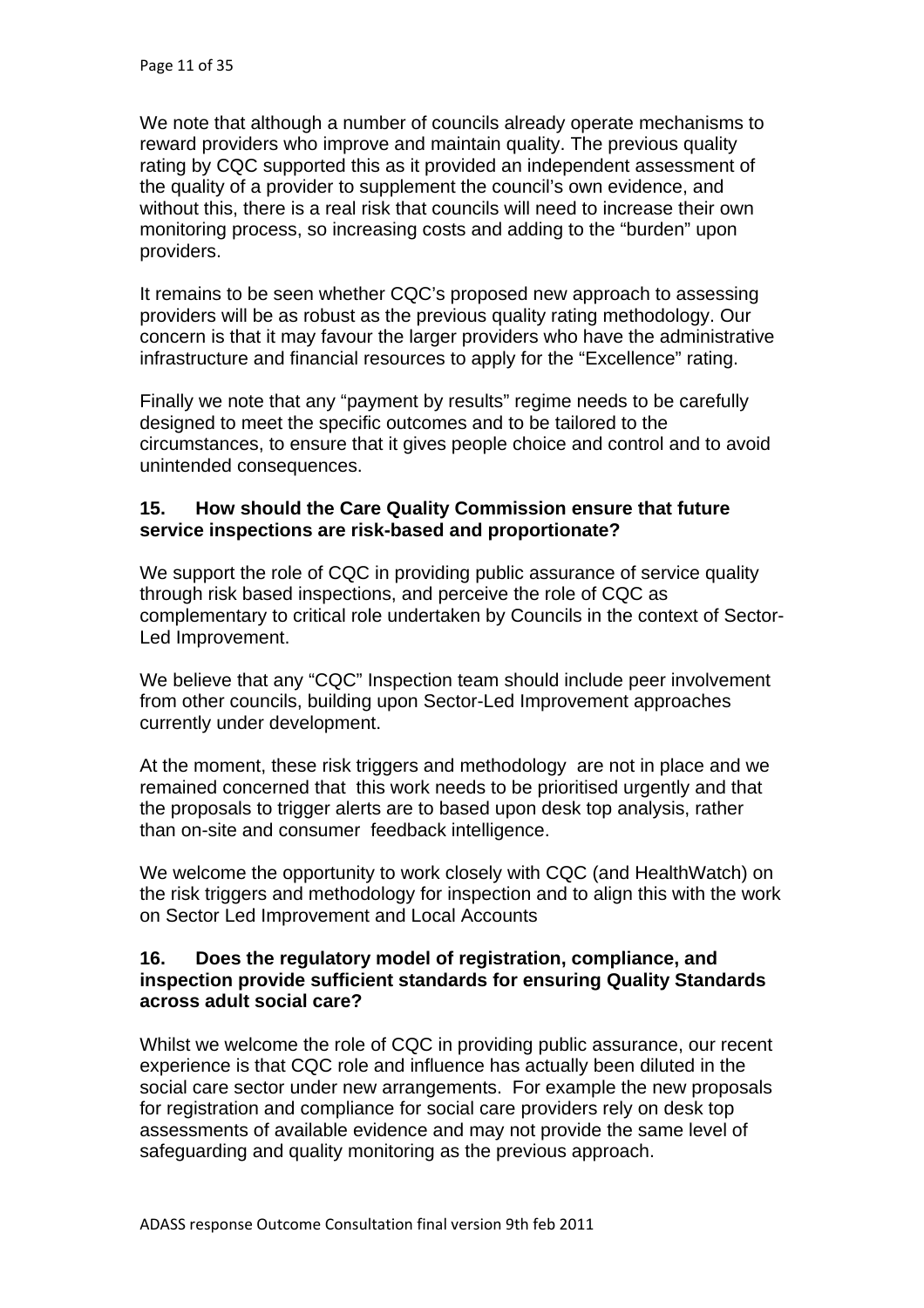We note that although a number of councils already operate mechanisms to reward providers who improve and maintain quality. The previous quality rating by CQC supported this as it provided an independent assessment of the quality of a provider to supplement the council's own evidence, and without this, there is a real risk that councils will need to increase their own monitoring process, so increasing costs and adding to the "burden" upon providers.

It remains to be seen whether CQC's proposed new approach to assessing providers will be as robust as the previous quality rating methodology. Our concern is that it may favour the larger providers who have the administrative infrastructure and financial resources to apply for the "Excellence" rating.

Finally we note that any "payment by results" regime needs to be carefully designed to meet the specific outcomes and to be tailored to the circumstances, to ensure that it gives people choice and control and to avoid unintended consequences.

**15. How should the Care Quality Commission ensure that future service inspections are risk-based and proportionate?**

We support the role of CQC in providing public assurance of service quality through risk based inspections, and perceive the role of CQC as complementary to critical role undertaken by Councils in the context of Sector-Led Improvement.

We believe that any "CQC" Inspection team should include peer involvement from other councils, building upon Sector-Led Improvement approaches currently under development.

At the moment, these risk triggers and methodology are not in place and we remained concerned that this work needs to be prioritised urgently and that the proposals to trigger alerts are to based upon desk top analysis, rather than on-site and consumer feedback intelligence.

We welcome the opportunity to work closely with CQC (and HealthWatch) on the risk triggers and methodology for inspection and to align this with the work on Sector Led Improvement and Local Accounts

**16. Does the regulatory model of registration, compliance, and inspection provide sufficient standards for ensuring Quality Standards across adult social care?**

Whilst we welcome the role of CQC in providing public assurance, our recent experience is that CQC role and influence has actually been diluted in the social care sector under new arrangements. For example the new proposals for registration and compliance for social care providers rely on desk top assessments of available evidence and may not provide the same level of safeguarding and quality monitoring as the previous approach.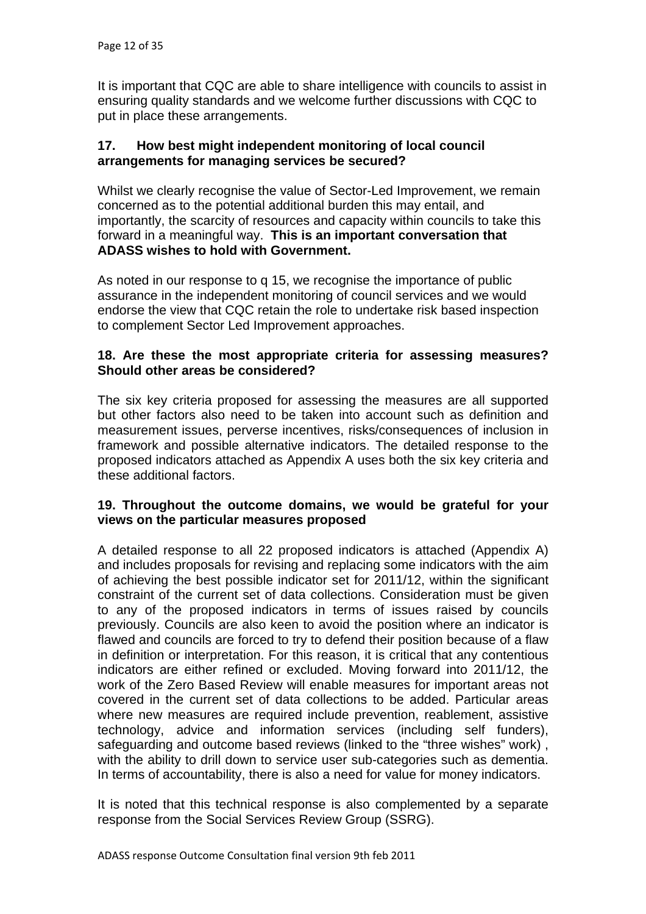It is important that CQC are able to share intelligence with councils to assist in ensuring quality standards and we welcome further discussions with CQC to put in place these arrangements.

**17. How best might independent monitoring of local council arrangements for managing services be secured?**

Whilst we clearly recognise the value of Sector-Led Improvement, we remain concerned as to the potential additional burden this may entail, and importantly, the scarcity of resources and capacity within councils to take this forward in a meaningful way. **This is an important conversation that ADASS wishes to hold with Government.**

As noted in our response to q 15, we recognise the importance of public assurance in the independent monitoring of council services and we would endorse the view that CQC retain the role to undertake risk based inspection to complement Sector Led Improvement approaches.

**18. Are these the most appropriate criteria for assessing measures? Should other areas be considered?**

The six key criteria proposed for assessing the measures are all supported but other factors also need to be taken into account such as definition and measurement issues, perverse incentives, risks/consequences of inclusion in framework and possible alternative indicators. The detailed response to the proposed indicators attached as Appendix A uses both the six key criteria and these additional factors.

**19. Throughout the outcome domains, we would be grateful for your views on the particular measures proposed**

A detailed response to all 22 proposed indicators is attached (Appendix A) and includes proposals for revising and replacing some indicators with the aim of achieving the best possible indicator set for 2011/12, within the significant constraint of the current set of data collections. Consideration must be given to any of the proposed indicators in terms of issues raised by councils previously. Councils are also keen to avoid the position where an indicator is flawed and councils are forced to try to defend their position because of a flaw in definition or interpretation. For this reason, it is critical that any contentious indicators are either refined or excluded. Moving forward into 2011/12, the work of the Zero Based Review will enable measures for important areas not covered in the current set of data collections to be added. Particular areas where new measures are required include prevention, reablement, assistive technology, advice and information services (including self funders), safeguarding and outcome based reviews (linked to the "three wishes" work) , with the ability to drill down to service user sub-categories such as dementia. In terms of accountability, there is also a need for value for money indicators.

It is noted that this technical response is also complemented by a separate response from the Social Services Review Group (SSRG).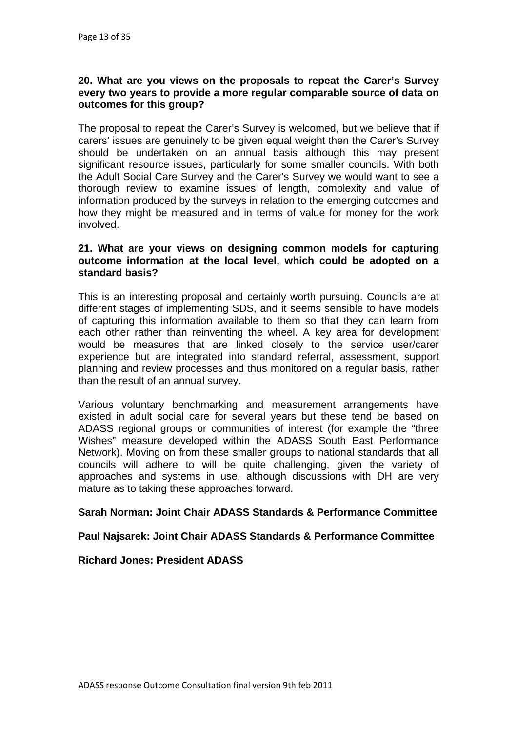**20. What are you views on the proposals to repeat the Carer's Survey every two years to provide a more regular comparable source of data on outcomes for this group?**

The proposal to repeat the Carer's Survey is welcomed, but we believe that if carers' issues are genuinely to be given equal weight then the Carer's Survey should be undertaken on an annual basis although this may present significant resource issues, particularly for some smaller councils. With both the Adult Social Care Survey and the Carer's Survey we would want to see a thorough review to examine issues of length, complexity and value of information produced by the surveys in relation to the emerging outcomes and how they might be measured and in terms of value for money for the work involved.

**21. What are your views on designing common models for capturing outcome information at the local level, which could be adopted on a standard basis?**

This is an interesting proposal and certainly worth pursuing. Councils are at different stages of implementing SDS, and it seems sensible to have models of capturing this information available to them so that they can learn from each other rather than reinventing the wheel. A key area for development would be measures that are linked closely to the service user/carer experience but are integrated into standard referral, assessment, support planning and review processes and thus monitored on a regular basis, rather than the result of an annual survey.

Various voluntary benchmarking and measurement arrangements have existed in adult social care for several years but these tend be based on ADASS regional groups or communities of interest (for example the "three Wishes" measure developed within the ADASS South East Performance Network). Moving on from these smaller groups to national standards that all councils will adhere to will be quite challenging, given the variety of approaches and systems in use, although discussions with DH are very mature as to taking these approaches forward.

**Sarah Norman: Joint Chair ADASS Standards & Performance Committee**

**Paul Najsarek: Joint Chair ADASS Standards & Performance Committee**

**Richard Jones: President ADASS**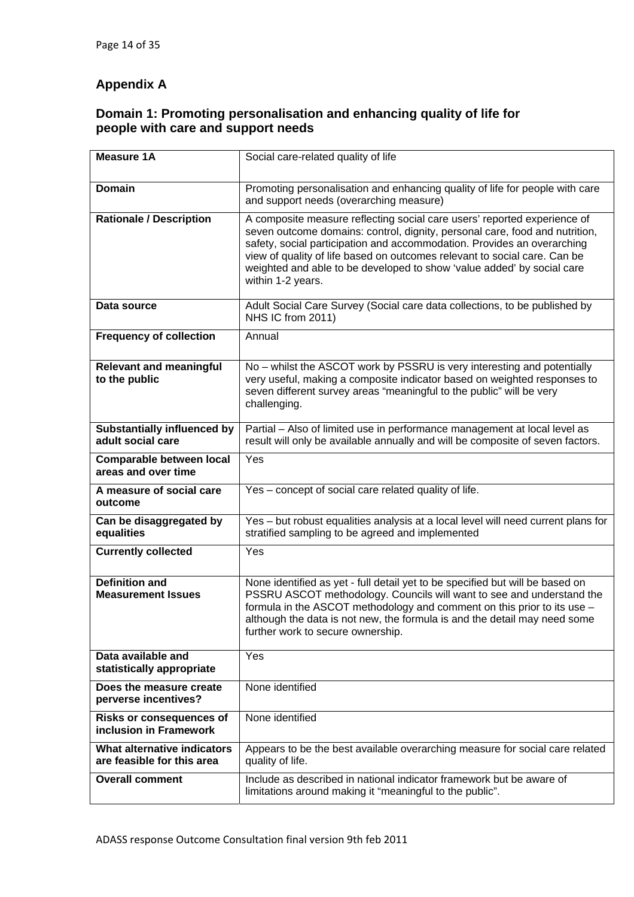## Appendix A

### Domain 1: Promoting personalisation and enhancing quality of life for people with care and support needs

| **Measure 1A** | Social care-related quality of life |
|---|---|
| **Domain** | Promoting personalisation and enhancing quality of life for people with care and support needs (overarching measure) |
| **Rationale / Description** | A composite measure reflecting social care users' reported experience of seven outcome domains: control, dignity, personal care, food and nutrition, safety, social participation and accommodation. Provides an overarching view of quality of life based on outcomes relevant to social care. Can be weighted and able to be developed to show 'value added' by social care within 1-2 years. |
| **Data source** | Adult Social Care Survey (Social care data collections, to be published by NHS IC from 2011) |
| **Frequency of collection** | Annual |
| **Relevant and meaningful to the public** | No – whilst the ASCOT work by PSSRU is very interesting and potentially very useful, making a composite indicator based on weighted responses to seven different survey areas "meaningful to the public" will be very challenging. |
| **Substantially influenced by adult social care** | Partial – Also of limited use in performance management at local level as result will only be available annually and will be composite of seven factors. |
| **Comparable between local areas and over time** | Yes |
| **A measure of social care outcome** | Yes – concept of social care related quality of life. |
| **Can be disaggregated by equalities** | Yes – but robust equalities analysis at a local level will need current plans for stratified sampling to be agreed and implemented |
| **Currently collected** | Yes |
| **Definition and Measurement Issues** | None identified as yet - full detail yet to be specified but will be based on PSSRU ASCOT methodology. Councils will want to see and understand the formula in the ASCOT methodology and comment on this prior to its use – although the data is not new, the formula is and the detail may need some further work to secure ownership. |
| **Data available and statistically appropriate** | Yes |
| **Does the measure create perverse incentives?** | None identified |
| **Risks or consequences of inclusion in Framework** | None identified |
| **What alternative indicators are feasible for this area** | Appears to be the best available overarching measure for social care related quality of life. |
| **Overall comment** | Include as described in national indicator framework but be aware of limitations around making it "meaningful to the public". |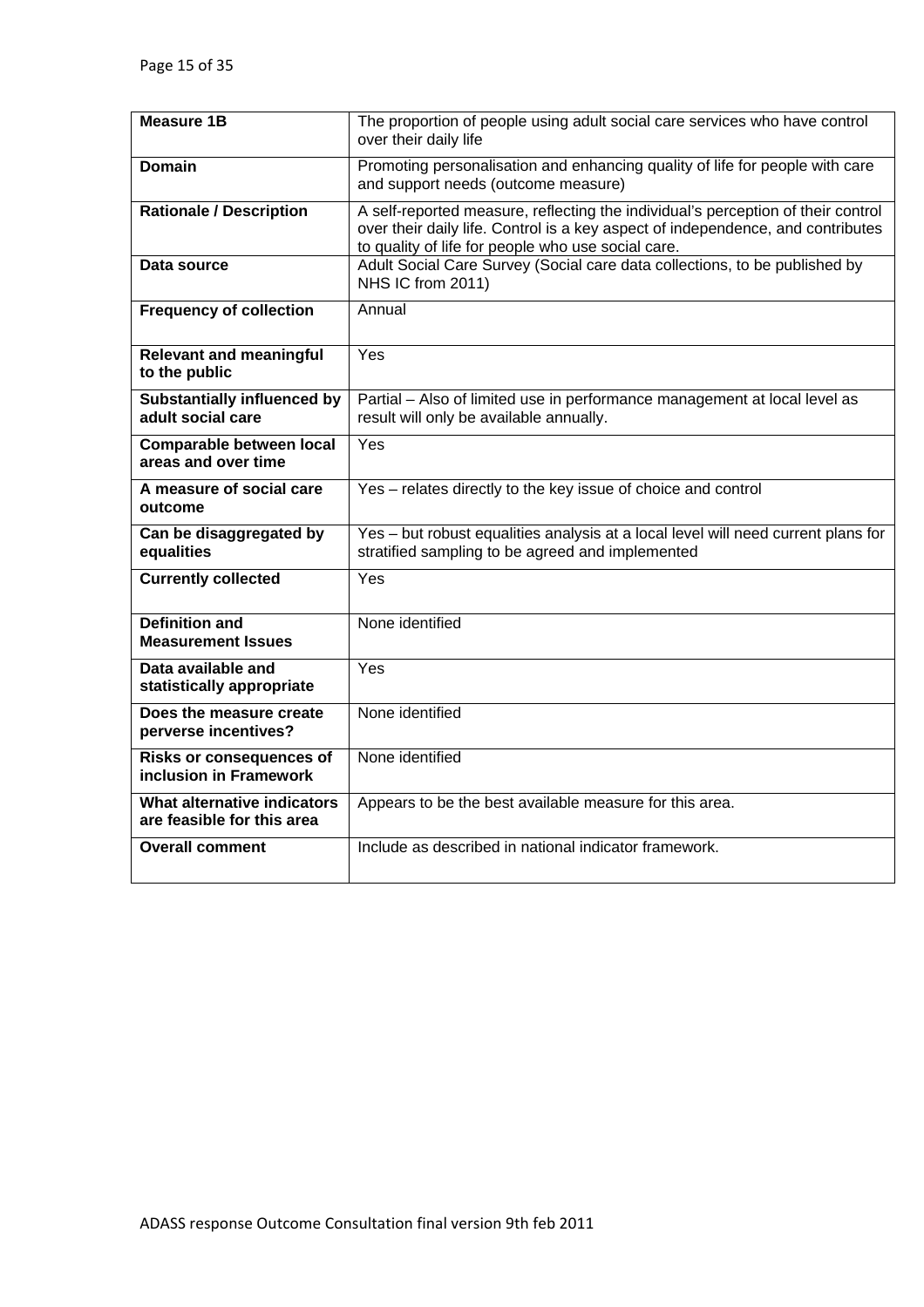| **Measure 1B** | The proportion of people using adult social care services who have control over their daily life |
|---|---|
| **Domain** | Promoting personalisation and enhancing quality of life for people with care and support needs (outcome measure) |
| **Rationale / Description** | A self-reported measure, reflecting the individual's perception of their control over their daily life. Control is a key aspect of independence, and contributes to quality of life for people who use social care. |
| **Data source** | Adult Social Care Survey (Social care data collections, to be published by NHS IC from 2011) |
| **Frequency of collection** | Annual |
| **Relevant and meaningful to the public** | Yes |
| **Substantially influenced by adult social care** | Partial – Also of limited use in performance management at local level as result will only be available annually. |
| **Comparable between local areas and over time** | Yes |
| **A measure of social care outcome** | Yes – relates directly to the key issue of choice and control |
| **Can be disaggregated by equalities** | Yes – but robust equalities analysis at a local level will need current plans for stratified sampling to be agreed and implemented |
| **Currently collected** | Yes |
| **Definition and Measurement Issues** | None identified |
| **Data available and statistically appropriate** | Yes |
| **Does the measure create perverse incentives?** | None identified |
| **Risks or consequences of inclusion in Framework** | None identified |
| **What alternative indicators are feasible for this area** | Appears to be the best available measure for this area. |
| **Overall comment** | Include as described in national indicator framework. |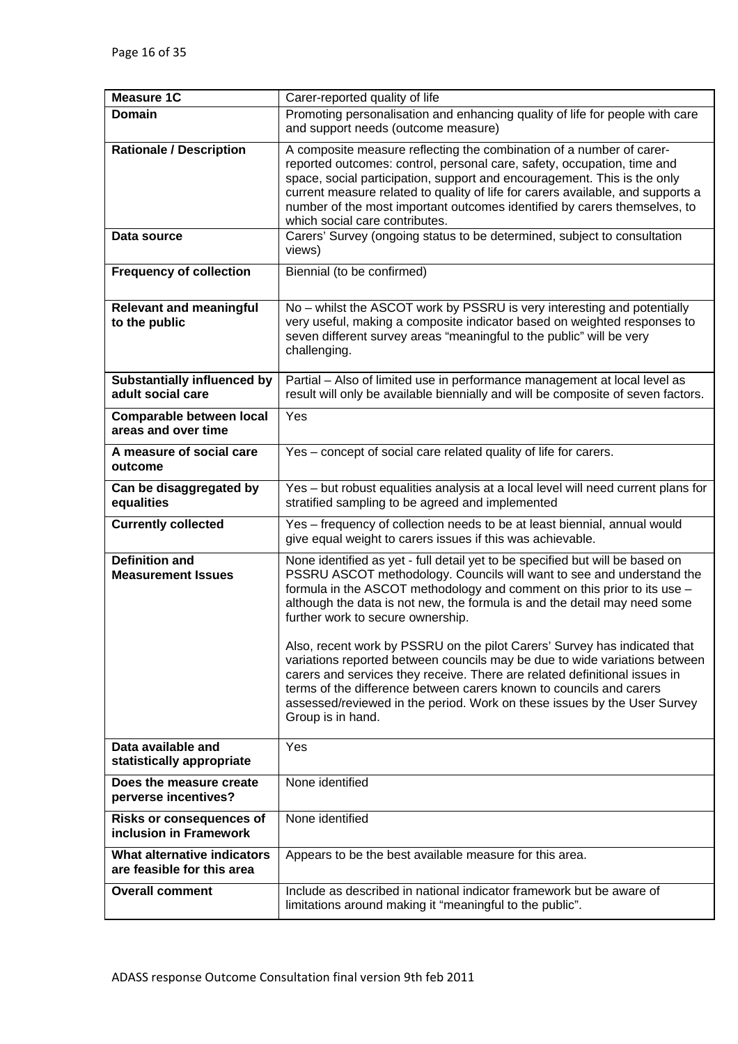| Measure 1C | Carer-reported quality of life |
|---|---|
| **Domain** | Promoting personalisation and enhancing quality of life for people with care and support needs (outcome measure) |
| **Rationale / Description** | A composite measure reflecting the combination of a number of carer-reported outcomes: control, personal care, safety, occupation, time and space, social participation, support and encouragement. This is the only current measure related to quality of life for carers available, and supports a number of the most important outcomes identified by carers themselves, to which social care contributes. |
| **Data source** | Carers' Survey (ongoing status to be determined, subject to consultation views) |
| **Frequency of collection** | Biennial (to be confirmed) |
| **Relevant and meaningful to the public** | No – whilst the ASCOT work by PSSRU is very interesting and potentially very useful, making a composite indicator based on weighted responses to seven different survey areas "meaningful to the public" will be very challenging. |
| **Substantially influenced by adult social care** | Partial – Also of limited use in performance management at local level as result will only be available biennially and will be composite of seven factors. |
| **Comparable between local areas and over time** | Yes |
| **A measure of social care outcome** | Yes – concept of social care related quality of life for carers. |
| **Can be disaggregated by equalities** | Yes – but robust equalities analysis at a local level will need current plans for stratified sampling to be agreed and implemented |
| **Currently collected** | Yes – frequency of collection needs to be at least biennial, annual would give equal weight to carers issues if this was achievable. |
| **Definition and Measurement Issues** | None identified as yet - full detail yet to be specified but will be based on PSSRU ASCOT methodology. Councils will want to see and understand the formula in the ASCOT methodology and comment on this prior to its use – although the data is not new, the formula is and the detail may need some further work to secure ownership.<br><br>Also, recent work by PSSRU on the pilot Carers' Survey has indicated that variations reported between councils may be due to wide variations between carers and services they receive. There are related definitional issues in terms of the difference between carers known to councils and carers assessed/reviewed in the period. Work on these issues by the User Survey Group is in hand. |
| **Data available and statistically appropriate** | Yes |
| **Does the measure create perverse incentives?** | None identified |
| **Risks or consequences of inclusion in Framework** | None identified |
| **What alternative indicators are feasible for this area** | Appears to be the best available measure for this area. |
| **Overall comment** | Include as described in national indicator framework but be aware of limitations around making it "meaningful to the public". |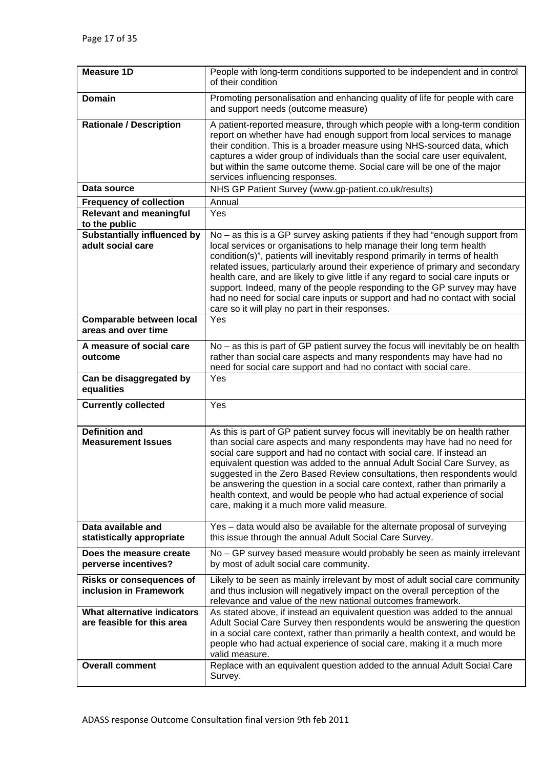| Measure 1D | People with long-term conditions supported to be independent and in control of their condition |
|---|---|
| **Domain** | Promoting personalisation and enhancing quality of life for people with care and support needs (outcome measure) |
| **Rationale / Description** | A patient-reported measure, through which people with a long-term condition report on whether have had enough support from local services to manage their condition. This is a broader measure using NHS-sourced data, which captures a wider group of individuals than the social care user equivalent, but within the same outcome theme. Social care will be one of the major services influencing responses. |
| **Data source** | NHS GP Patient Survey (www.gp-patient.co.uk/results) |
| **Frequency of collection** | Annual |
| **Relevant and meaningful to the public** | Yes |
| **Substantially influenced by adult social care** | No – as this is a GP survey asking patients if they had "enough support from local services or organisations to help manage their long term health condition(s)", patients will inevitably respond primarily in terms of health related issues, particularly around their experience of primary and secondary health care, and are likely to give little if any regard to social care inputs or support. Indeed, many of the people responding to the GP survey may have had no need for social care inputs or support and had no contact with social care so it will play no part in their responses. |
| **Comparable between local areas and over time** | Yes |
| **A measure of social care outcome** | No – as this is part of GP patient survey the focus will inevitably be on health rather than social care aspects and many respondents may have had no need for social care support and had no contact with social care. |
| **Can be disaggregated by equalities** | Yes |
| **Currently collected** | Yes |
| **Definition and Measurement Issues** | As this is part of GP patient survey focus will inevitably be on health rather than social care aspects and many respondents may have had no need for social care support and had no contact with social care. If instead an equivalent question was added to the annual Adult Social Care Survey, as suggested in the Zero Based Review consultations, then respondents would be answering the question in a social care context, rather than primarily a health context, and would be people who had actual experience of social care, making it a much more valid measure. |
| **Data available and statistically appropriate** | Yes – data would also be available for the alternate proposal of surveying this issue through the annual Adult Social Care Survey. |
| **Does the measure create perverse incentives?** | No – GP survey based measure would probably be seen as mainly irrelevant by most of adult social care community. |
| **Risks or consequences of inclusion in Framework** | Likely to be seen as mainly irrelevant by most of adult social care community and thus inclusion will negatively impact on the overall perception of the relevance and value of the new national outcomes framework. |
| **What alternative indicators are feasible for this area** | As stated above, if instead an equivalent question was added to the annual Adult Social Care Survey then respondents would be answering the question in a social care context, rather than primarily a health context, and would be people who had actual experience of social care, making it a much more valid measure. |
| **Overall comment** | Replace with an equivalent question added to the annual Adult Social Care Survey. |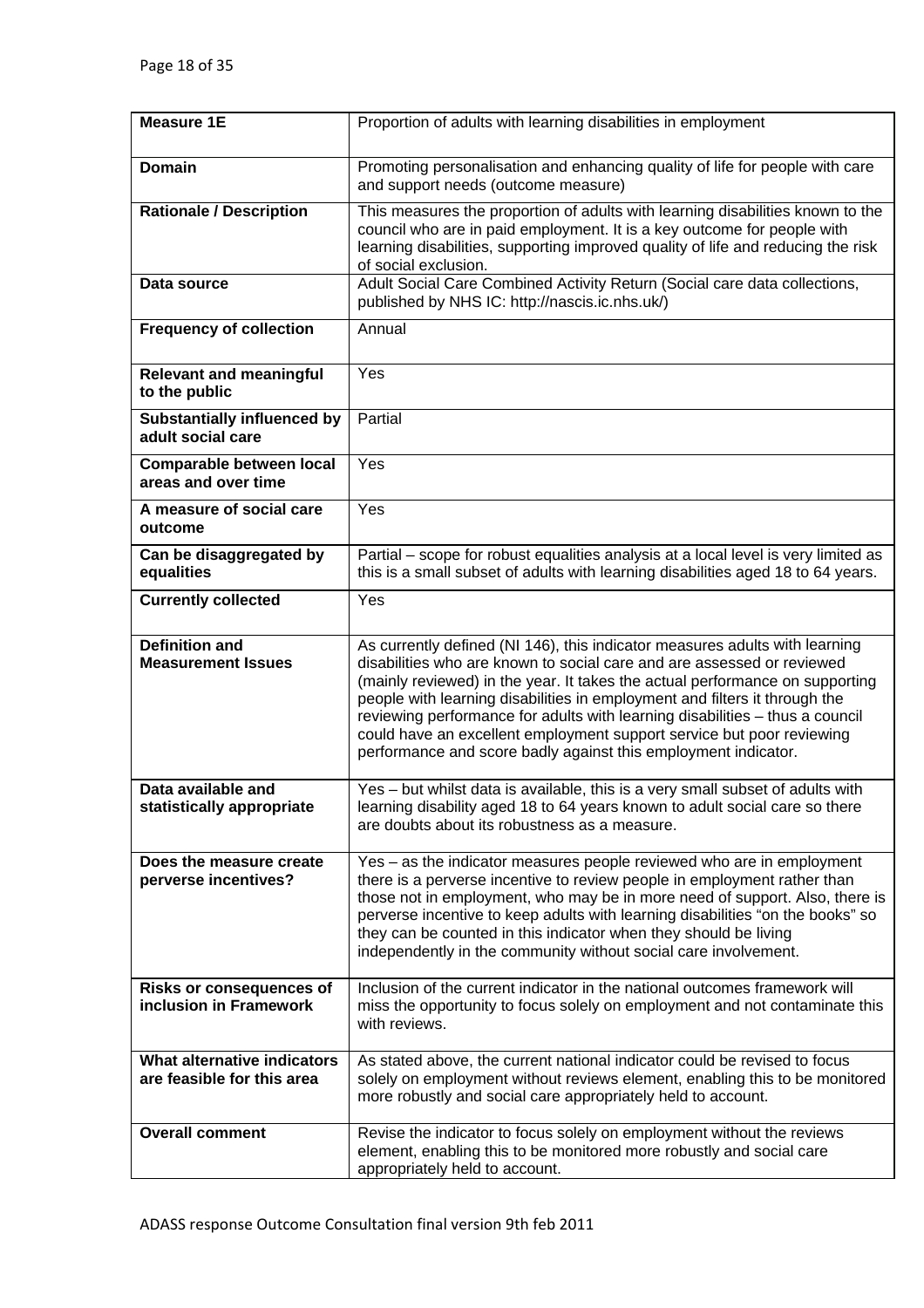| Measure 1E | Proportion of adults with learning disabilities in employment |
|---|---|
| **Domain** | Promoting personalisation and enhancing quality of life for people with care and support needs (outcome measure) |
| **Rationale / Description** | This measures the proportion of adults with learning disabilities known to the council who are in paid employment. It is a key outcome for people with learning disabilities, supporting improved quality of life and reducing the risk of social exclusion. |
| **Data source** | Adult Social Care Combined Activity Return (Social care data collections, published by NHS IC: http://nascis.ic.nhs.uk/) |
| **Frequency of collection** | Annual |
| **Relevant and meaningful to the public** | Yes |
| **Substantially influenced by adult social care** | Partial |
| **Comparable between local areas and over time** | Yes |
| **A measure of social care outcome** | Yes |
| **Can be disaggregated by equalities** | Partial – scope for robust equalities analysis at a local level is very limited as this is a small subset of adults with learning disabilities aged 18 to 64 years. |
| **Currently collected** | Yes |
| **Definition and Measurement Issues** | As currently defined (NI 146), this indicator measures adults with learning disabilities who are known to social care and are assessed or reviewed (mainly reviewed) in the year. It takes the actual performance on supporting people with learning disabilities in employment and filters it through the reviewing performance for adults with learning disabilities – thus a council could have an excellent employment support service but poor reviewing performance and score badly against this employment indicator. |
| **Data available and statistically appropriate** | Yes – but whilst data is available, this is a very small subset of adults with learning disability aged 18 to 64 years known to adult social care so there are doubts about its robustness as a measure. |
| **Does the measure create perverse incentives?** | Yes – as the indicator measures people reviewed who are in employment there is a perverse incentive to review people in employment rather than those not in employment, who may be in more need of support. Also, there is perverse incentive to keep adults with learning disabilities "on the books" so they can be counted in this indicator when they should be living independently in the community without social care involvement. |
| **Risks or consequences of inclusion in Framework** | Inclusion of the current indicator in the national outcomes framework will miss the opportunity to focus solely on employment and not contaminate this with reviews. |
| **What alternative indicators are feasible for this area** | As stated above, the current national indicator could be revised to focus solely on employment without reviews element, enabling this to be monitored more robustly and social care appropriately held to account. |
| **Overall comment** | Revise the indicator to focus solely on employment without the reviews element, enabling this to be monitored more robustly and social care appropriately held to account. |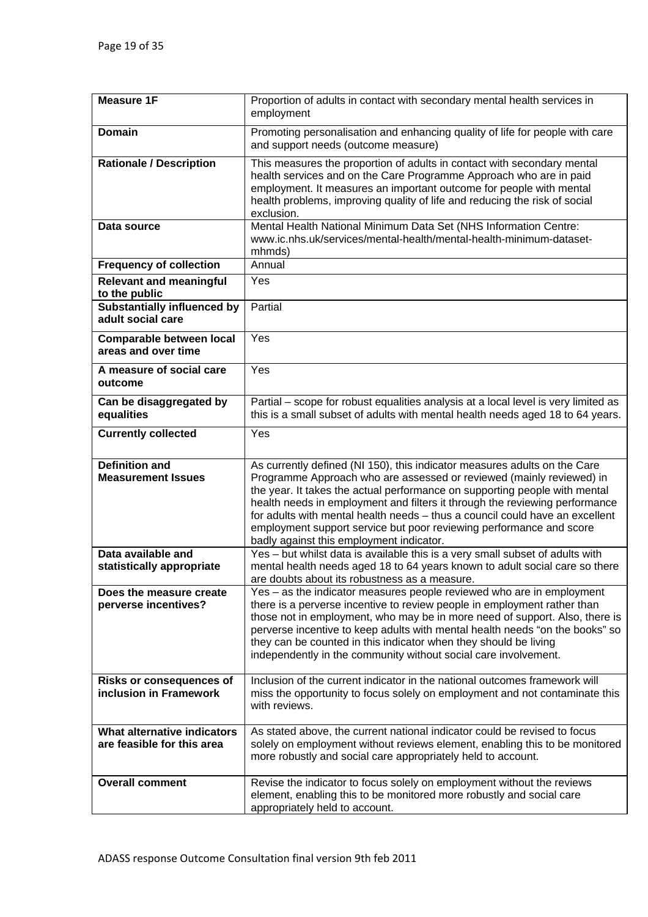| Measure 1F | Proportion of adults in contact with secondary mental health services in employment |
|---|---|
| **Domain** | Promoting personalisation and enhancing quality of life for people with care and support needs (outcome measure) |
| **Rationale / Description** | This measures the proportion of adults in contact with secondary mental health services and on the Care Programme Approach who are in paid employment. It measures an important outcome for people with mental health problems, improving quality of life and reducing the risk of social exclusion. |
| **Data source** | Mental Health National Minimum Data Set (NHS Information Centre: www.ic.nhs.uk/services/mental-health/mental-health-minimum-dataset-mhmds) |
| **Frequency of collection** | Annual |
| **Relevant and meaningful to the public** | Yes |
| **Substantially influenced by adult social care** | Partial |
| **Comparable between local areas and over time** | Yes |
| **A measure of social care outcome** | Yes |
| **Can be disaggregated by equalities** | Partial – scope for robust equalities analysis at a local level is very limited as this is a small subset of adults with mental health needs aged 18 to 64 years. |
| **Currently collected** | Yes |
| **Definition and Measurement Issues** | As currently defined (NI 150), this indicator measures adults on the Care Programme Approach who are assessed or reviewed (mainly reviewed) in the year. It takes the actual performance on supporting people with mental health needs in employment and filters it through the reviewing performance for adults with mental health needs – thus a council could have an excellent employment support service but poor reviewing performance and score badly against this employment indicator. |
| **Data available and statistically appropriate** | Yes – but whilst data is available this is a very small subset of adults with mental health needs aged 18 to 64 years known to adult social care so there are doubts about its robustness as a measure. |
| **Does the measure create perverse incentives?** | Yes – as the indicator measures people reviewed who are in employment there is a perverse incentive to review people in employment rather than those not in employment, who may be in more need of support. Also, there is perverse incentive to keep adults with mental health needs "on the books" so they can be counted in this indicator when they should be living independently in the community without social care involvement. |
| **Risks or consequences of inclusion in Framework** | Inclusion of the current indicator in the national outcomes framework will miss the opportunity to focus solely on employment and not contaminate this with reviews. |
| **What alternative indicators are feasible for this area** | As stated above, the current national indicator could be revised to focus solely on employment without reviews element, enabling this to be monitored more robustly and social care appropriately held to account. |
| **Overall comment** | Revise the indicator to focus solely on employment without the reviews element, enabling this to be monitored more robustly and social care appropriately held to account. |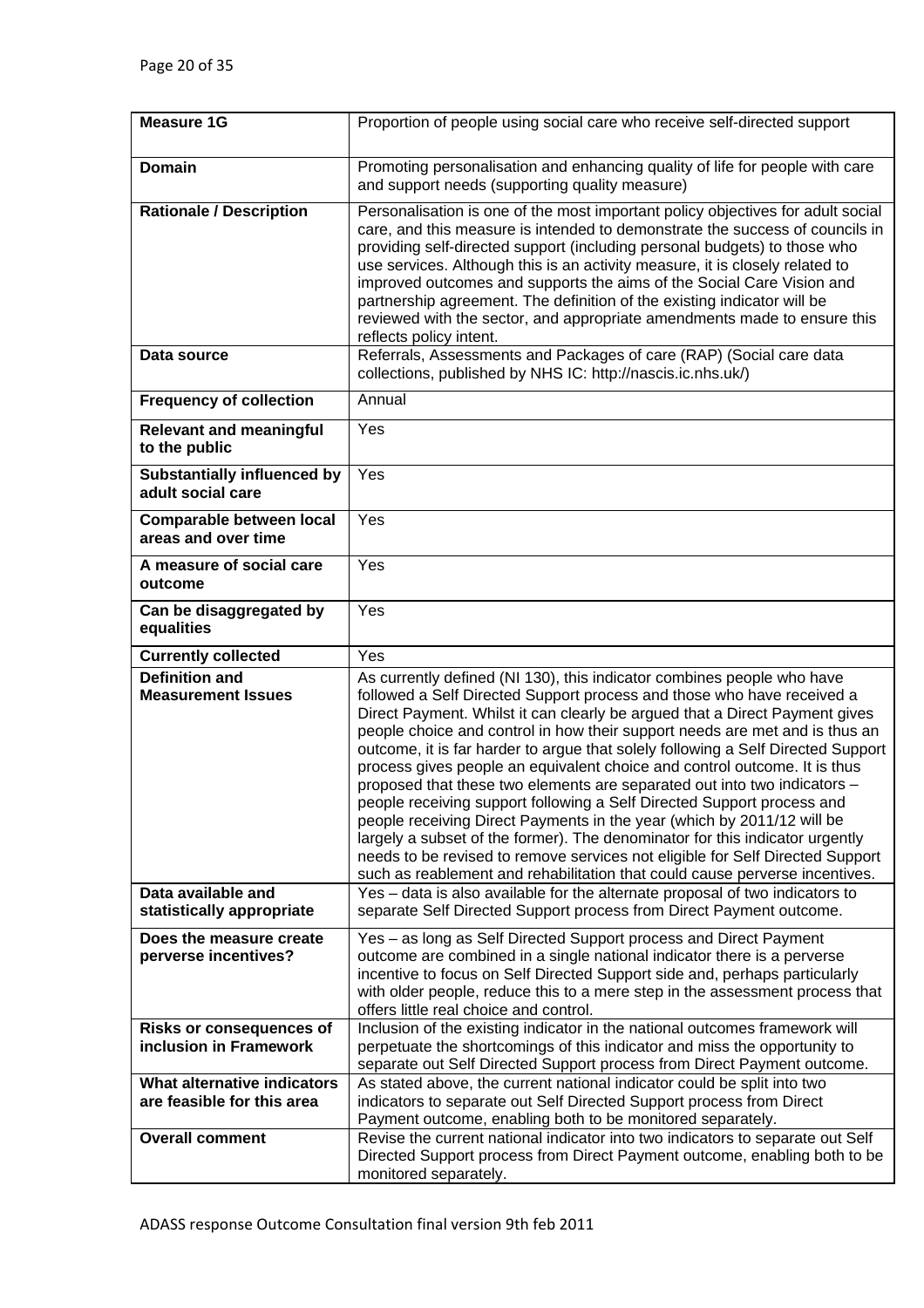| Measure 1G | Proportion of people using social care who receive self-directed support |
|---|---|
| **Domain** | Promoting personalisation and enhancing quality of life for people with care and support needs (supporting quality measure) |
| **Rationale / Description** | Personalisation is one of the most important policy objectives for adult social care, and this measure is intended to demonstrate the success of councils in providing self-directed support (including personal budgets) to those who use services. Although this is an activity measure, it is closely related to improved outcomes and supports the aims of the Social Care Vision and partnership agreement. The definition of the existing indicator will be reviewed with the sector, and appropriate amendments made to ensure this reflects policy intent. |
| **Data source** | Referrals, Assessments and Packages of care (RAP) (Social care data collections, published by NHS IC: http://nascis.ic.nhs.uk/) |
| **Frequency of collection** | Annual |
| **Relevant and meaningful to the public** | Yes |
| **Substantially influenced by adult social care** | Yes |
| **Comparable between local areas and over time** | Yes |
| **A measure of social care outcome** | Yes |
| **Can be disaggregated by equalities** | Yes |
| **Currently collected** | Yes |
| **Definition and Measurement Issues** | As currently defined (NI 130), this indicator combines people who have followed a Self Directed Support process and those who have received a Direct Payment. Whilst it can clearly be argued that a Direct Payment gives people choice and control in how their support needs are met and is thus an outcome, it is far harder to argue that solely following a Self Directed Support process gives people an equivalent choice and control outcome. It is thus proposed that these two elements are separated out into two indicators – people receiving support following a Self Directed Support process and people receiving Direct Payments in the year (which by 2011/12 will be largely a subset of the former). The denominator for this indicator urgently needs to be revised to remove services not eligible for Self Directed Support such as reablement and rehabilitation that could cause perverse incentives. |
| **Data available and statistically appropriate** | Yes – data is also available for the alternate proposal of two indicators to separate Self Directed Support process from Direct Payment outcome. |
| **Does the measure create perverse incentives?** | Yes – as long as Self Directed Support process and Direct Payment outcome are combined in a single national indicator there is a perverse incentive to focus on Self Directed Support side and, perhaps particularly with older people, reduce this to a mere step in the assessment process that offers little real choice and control. |
| **Risks or consequences of inclusion in Framework** | Inclusion of the existing indicator in the national outcomes framework will perpetuate the shortcomings of this indicator and miss the opportunity to separate out Self Directed Support process from Direct Payment outcome. |
| **What alternative indicators are feasible for this area** | As stated above, the current national indicator could be split into two indicators to separate out Self Directed Support process from Direct Payment outcome, enabling both to be monitored separately. |
| **Overall comment** | Revise the current national indicator into two indicators to separate out Self Directed Support process from Direct Payment outcome, enabling both to be monitored separately. |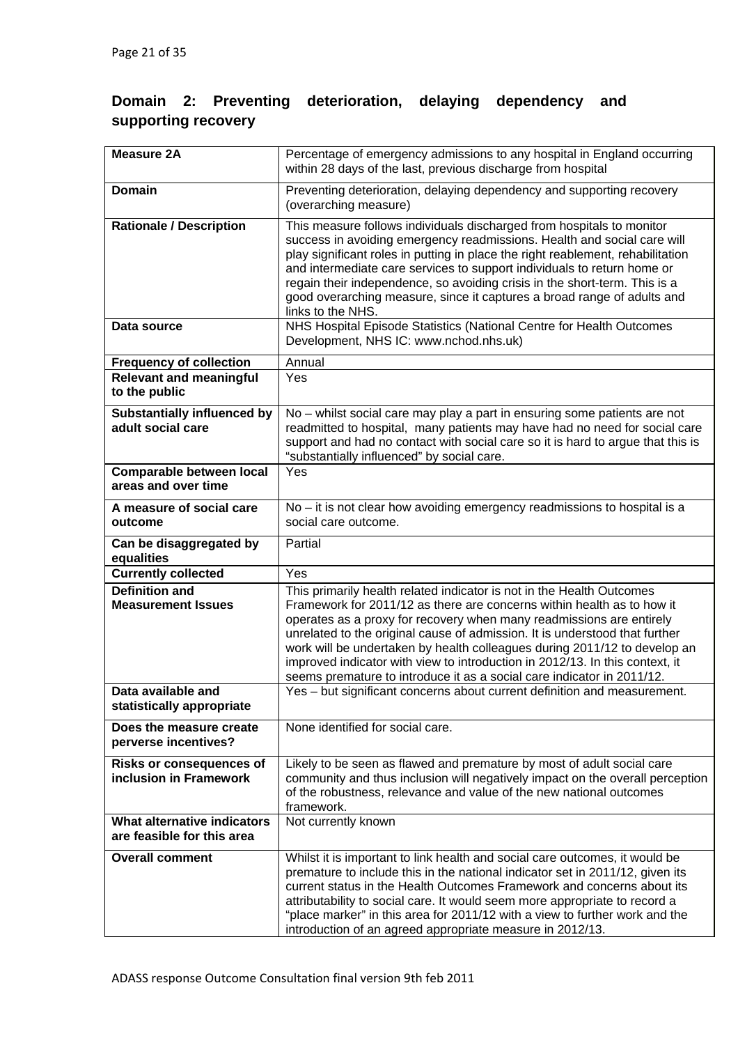## Domain 2: Preventing deterioration, delaying dependency and supporting recovery

| **Measure 2A** | Percentage of emergency admissions to any hospital in England occurring within 28 days of the last, previous discharge from hospital |
|---|---|
| **Domain** | Preventing deterioration, delaying dependency and supporting recovery (overarching measure) |
| **Rationale / Description** | This measure follows individuals discharged from hospitals to monitor success in avoiding emergency readmissions. Health and social care will play significant roles in putting in place the right reablement, rehabilitation and intermediate care services to support individuals to return home or regain their independence, so avoiding crisis in the short-term. This is a good overarching measure, since it captures a broad range of adults and links to the NHS. |
| **Data source** | NHS Hospital Episode Statistics (National Centre for Health Outcomes Development, NHS IC: www.nchod.nhs.uk) |
| **Frequency of collection** | Annual |
| **Relevant and meaningful to the public** | Yes |
| **Substantially influenced by adult social care** | No – whilst social care may play a part in ensuring some patients are not readmitted to hospital, many patients may have had no need for social care support and had no contact with social care so it is hard to argue that this is "substantially influenced" by social care. |
| **Comparable between local areas and over time** | Yes |
| **A measure of social care outcome** | No – it is not clear how avoiding emergency readmissions to hospital is a social care outcome. |
| **Can be disaggregated by equalities** | Partial |
| **Currently collected** | Yes |
| **Definition and Measurement Issues** | This primarily health related indicator is not in the Health Outcomes Framework for 2011/12 as there are concerns within health as to how it operates as a proxy for recovery when many readmissions are entirely unrelated to the original cause of admission. It is understood that further work will be undertaken by health colleagues during 2011/12 to develop an improved indicator with view to introduction in 2012/13. In this context, it seems premature to introduce it as a social care indicator in 2011/12. |
| **Data available and statistically appropriate** | Yes – but significant concerns about current definition and measurement. |
| **Does the measure create perverse incentives?** | None identified for social care. |
| **Risks or consequences of inclusion in Framework** | Likely to be seen as flawed and premature by most of adult social care community and thus inclusion will negatively impact on the overall perception of the robustness, relevance and value of the new national outcomes framework. |
| **What alternative indicators are feasible for this area** | Not currently known |
| **Overall comment** | Whilst it is important to link health and social care outcomes, it would be premature to include this in the national indicator set in 2011/12, given its current status in the Health Outcomes Framework and concerns about its attributability to social care. It would seem more appropriate to record a "place marker" in this area for 2011/12 with a view to further work and the introduction of an agreed appropriate measure in 2012/13. |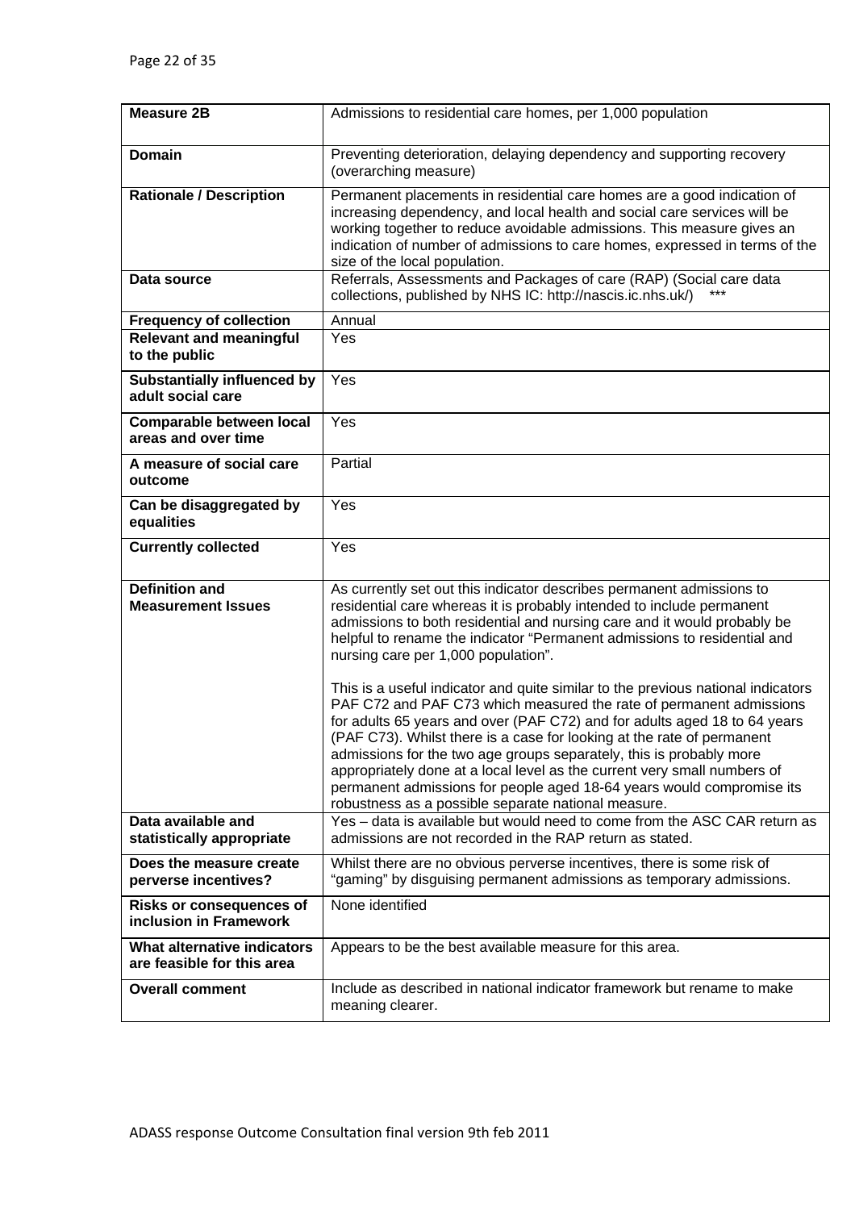| **Measure 2B** | Admissions to residential care homes, per 1,000 population |
|---|---|
| **Domain** | Preventing deterioration, delaying dependency and supporting recovery (overarching measure) |
| **Rationale / Description** | Permanent placements in residential care homes are a good indication of increasing dependency, and local health and social care services will be working together to reduce avoidable admissions. This measure gives an indication of number of admissions to care homes, expressed in terms of the size of the local population. |
| **Data source** | Referrals, Assessments and Packages of care (RAP) (Social care data collections, published by NHS IC: http://nascis.ic.nhs.uk/) *** |
| **Frequency of collection** | Annual |
| **Relevant and meaningful to the public** | Yes |
| **Substantially influenced by adult social care** | Yes |
| **Comparable between local areas and over time** | Yes |
| **A measure of social care outcome** | Partial |
| **Can be disaggregated by equalities** | Yes |
| **Currently collected** | Yes |
| **Definition and Measurement Issues** | As currently set out this indicator describes permanent admissions to residential care whereas it is probably intended to include permanent admissions to both residential and nursing care and it would probably be helpful to rename the indicator "Permanent admissions to residential and nursing care per 1,000 population".<br><br>This is a useful indicator and quite similar to the previous national indicators PAF C72 and PAF C73 which measured the rate of permanent admissions for adults 65 years and over (PAF C72) and for adults aged 18 to 64 years (PAF C73). Whilst there is a case for looking at the rate of permanent admissions for the two age groups separately, this is probably more appropriately done at a local level as the current very small numbers of permanent admissions for people aged 18-64 years would compromise its robustness as a possible separate national measure. |
| **Data available and statistically appropriate** | Yes – data is available but would need to come from the ASC CAR return as admissions are not recorded in the RAP return as stated. |
| **Does the measure create perverse incentives?** | Whilst there are no obvious perverse incentives, there is some risk of "gaming" by disguising permanent admissions as temporary admissions. |
| **Risks or consequences of inclusion in Framework** | None identified |
| **What alternative indicators are feasible for this area** | Appears to be the best available measure for this area. |
| **Overall comment** | Include as described in national indicator framework but rename to make meaning clearer. |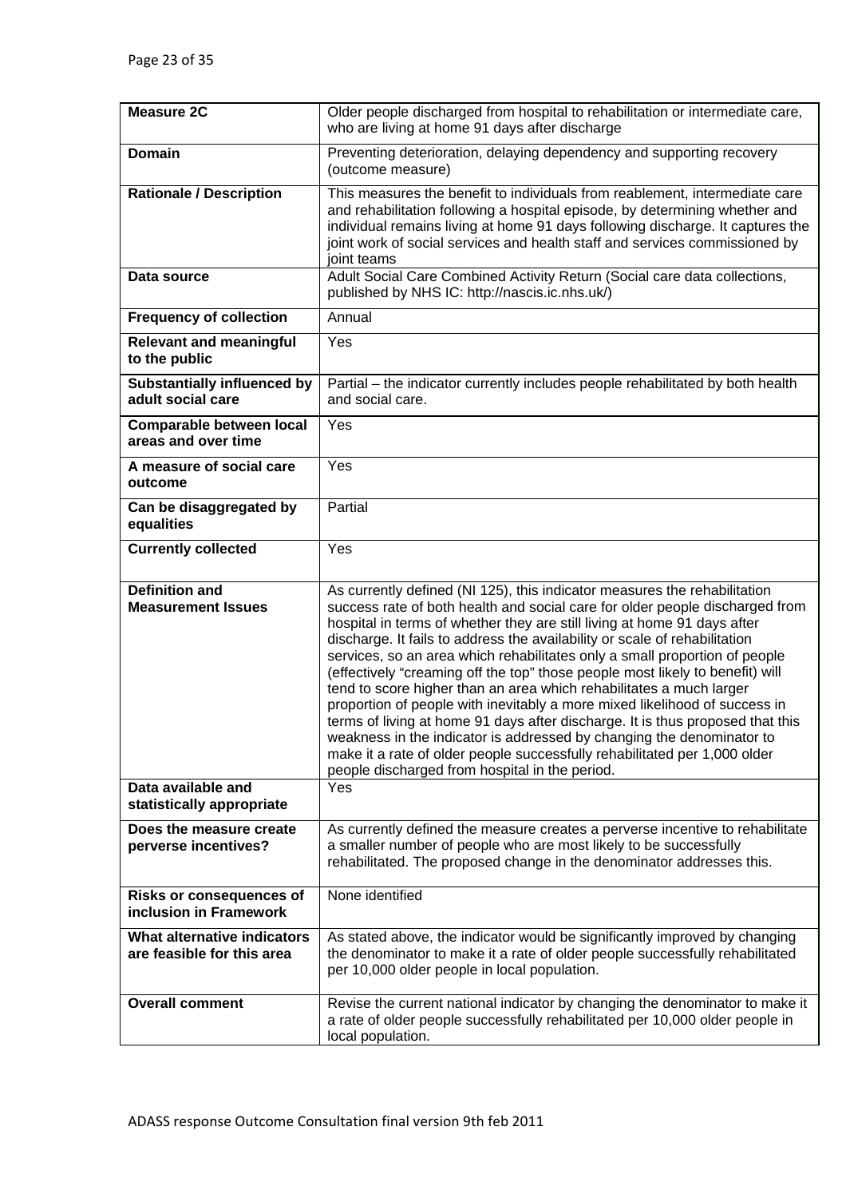| **Measure 2C** | Older people discharged from hospital to rehabilitation or intermediate care, who are living at home 91 days after discharge |
|---|---|
| **Domain** | Preventing deterioration, delaying dependency and supporting recovery (outcome measure) |
| **Rationale / Description** | This measures the benefit to individuals from reablement, intermediate care and rehabilitation following a hospital episode, by determining whether and individual remains living at home 91 days following discharge. It captures the joint work of social services and health staff and services commissioned by joint teams |
| **Data source** | Adult Social Care Combined Activity Return (Social care data collections, published by NHS IC: http://nascis.ic.nhs.uk/) |
| **Frequency of collection** | Annual |
| **Relevant and meaningful to the public** | Yes |
| **Substantially influenced by adult social care** | Partial – the indicator currently includes people rehabilitated by both health and social care. |
| **Comparable between local areas and over time** | Yes |
| **A measure of social care outcome** | Yes |
| **Can be disaggregated by equalities** | Partial |
| **Currently collected** | Yes |
| **Definition and Measurement Issues** | As currently defined (NI 125), this indicator measures the rehabilitation success rate of both health and social care for older people discharged from hospital in terms of whether they are still living at home 91 days after discharge. It fails to address the availability or scale of rehabilitation services, so an area which rehabilitates only a small proportion of people (effectively "creaming off the top" those people most likely to benefit) will tend to score higher than an area which rehabilitates a much larger proportion of people with inevitably a more mixed likelihood of success in terms of living at home 91 days after discharge. It is thus proposed that this weakness in the indicator is addressed by changing the denominator to make it a rate of older people successfully rehabilitated per 1,000 older people discharged from hospital in the period. |
| **Data available and statistically appropriate** | Yes |
| **Does the measure create perverse incentives?** | As currently defined the measure creates a perverse incentive to rehabilitate a smaller number of people who are most likely to be successfully rehabilitated. The proposed change in the denominator addresses this. |
| **Risks or consequences of inclusion in Framework** | None identified |
| **What alternative indicators are feasible for this area** | As stated above, the indicator would be significantly improved by changing the denominator to make it a rate of older people successfully rehabilitated per 10,000 older people in local population. |
| **Overall comment** | Revise the current national indicator by changing the denominator to make it a rate of older people successfully rehabilitated per 10,000 older people in local population. |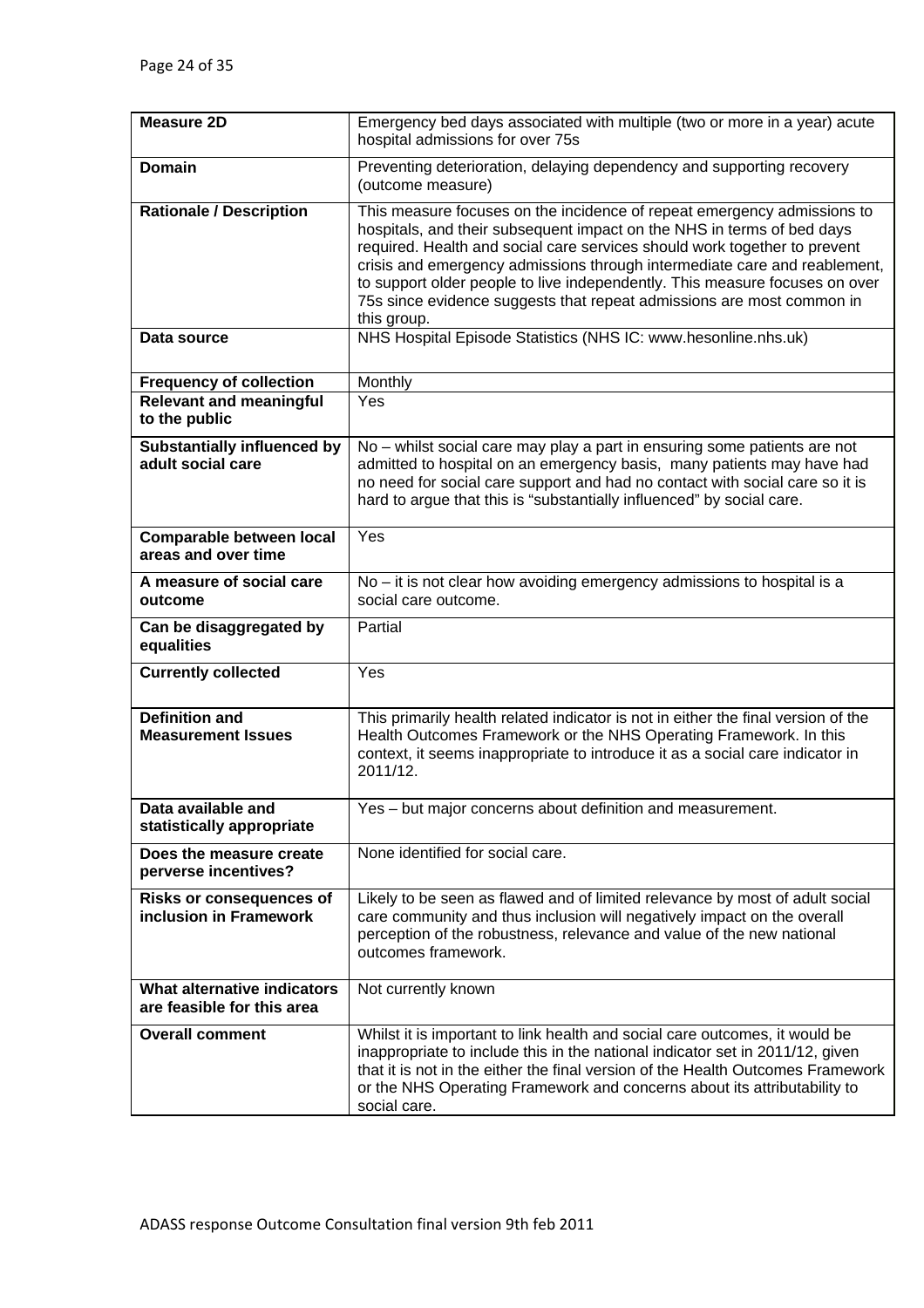| Measure 2D | Emergency bed days associated with multiple (two or more in a year) acute hospital admissions for over 75s |
|---|---|
| **Domain** | Preventing deterioration, delaying dependency and supporting recovery (outcome measure) |
| **Rationale / Description** | This measure focuses on the incidence of repeat emergency admissions to hospitals, and their subsequent impact on the NHS in terms of bed days required. Health and social care services should work together to prevent crisis and emergency admissions through intermediate care and reablement, to support older people to live independently. This measure focuses on over 75s since evidence suggests that repeat admissions are most common in this group. |
| **Data source** | NHS Hospital Episode Statistics (NHS IC: www.hesonline.nhs.uk) |
| **Frequency of collection** | Monthly |
| **Relevant and meaningful to the public** | Yes |
| **Substantially influenced by adult social care** | No – whilst social care may play a part in ensuring some patients are not admitted to hospital on an emergency basis, many patients may have had no need for social care support and had no contact with social care so it is hard to argue that this is "substantially influenced" by social care. |
| **Comparable between local areas and over time** | Yes |
| **A measure of social care outcome** | No – it is not clear how avoiding emergency admissions to hospital is a social care outcome. |
| **Can be disaggregated by equalities** | Partial |
| **Currently collected** | Yes |
| **Definition and Measurement Issues** | This primarily health related indicator is not in either the final version of the Health Outcomes Framework or the NHS Operating Framework. In this context, it seems inappropriate to introduce it as a social care indicator in 2011/12. |
| **Data available and statistically appropriate** | Yes – but major concerns about definition and measurement. |
| **Does the measure create perverse incentives?** | None identified for social care. |
| **Risks or consequences of inclusion in Framework** | Likely to be seen as flawed and of limited relevance by most of adult social care community and thus inclusion will negatively impact on the overall perception of the robustness, relevance and value of the new national outcomes framework. |
| **What alternative indicators are feasible for this area** | Not currently known |
| **Overall comment** | Whilst it is important to link health and social care outcomes, it would be inappropriate to include this in the national indicator set in 2011/12, given that it is not in the either the final version of the Health Outcomes Framework or the NHS Operating Framework and concerns about its attributability to social care. |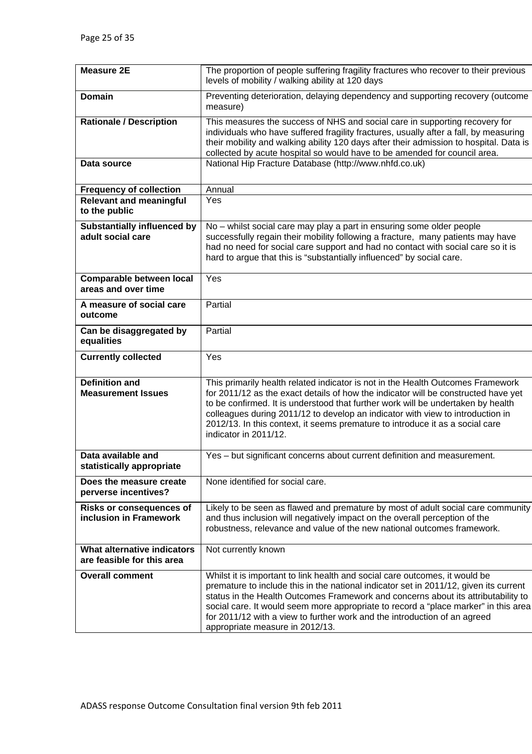| Measure 2E | The proportion of people suffering fragility fractures who recover to their previous levels of mobility / walking ability at 120 days |
|---|---|
| **Domain** | Preventing deterioration, delaying dependency and supporting recovery (outcome measure) |
| **Rationale / Description** | This measures the success of NHS and social care in supporting recovery for individuals who have suffered fragility fractures, usually after a fall, by measuring their mobility and walking ability 120 days after their admission to hospital. Data is collected by acute hospital so would have to be amended for council area. |
| **Data source** | National Hip Fracture Database (http://www.nhfd.co.uk) |
| **Frequency of collection** | Annual |
| **Relevant and meaningful to the public** | Yes |
| **Substantially influenced by adult social care** | No – whilst social care may play a part in ensuring some older people successfully regain their mobility following a fracture, many patients may have had no need for social care support and had no contact with social care so it is hard to argue that this is "substantially influenced" by social care. |
| **Comparable between local areas and over time** | Yes |
| **A measure of social care outcome** | Partial |
| **Can be disaggregated by equalities** | Partial |
| **Currently collected** | Yes |
| **Definition and Measurement Issues** | This primarily health related indicator is not in the Health Outcomes Framework for 2011/12 as the exact details of how the indicator will be constructed have yet to be confirmed. It is understood that further work will be undertaken by health colleagues during 2011/12 to develop an indicator with view to introduction in 2012/13. In this context, it seems premature to introduce it as a social care indicator in 2011/12. |
| **Data available and statistically appropriate** | Yes – but significant concerns about current definition and measurement. |
| **Does the measure create perverse incentives?** | None identified for social care. |
| **Risks or consequences of inclusion in Framework** | Likely to be seen as flawed and premature by most of adult social care community and thus inclusion will negatively impact on the overall perception of the robustness, relevance and value of the new national outcomes framework. |
| **What alternative indicators are feasible for this area** | Not currently known |
| **Overall comment** | Whilst it is important to link health and social care outcomes, it would be premature to include this in the national indicator set in 2011/12, given its current status in the Health Outcomes Framework and concerns about its attributability to social care. It would seem more appropriate to record a "place marker" in this area for 2011/12 with a view to further work and the introduction of an agreed appropriate measure in 2012/13. |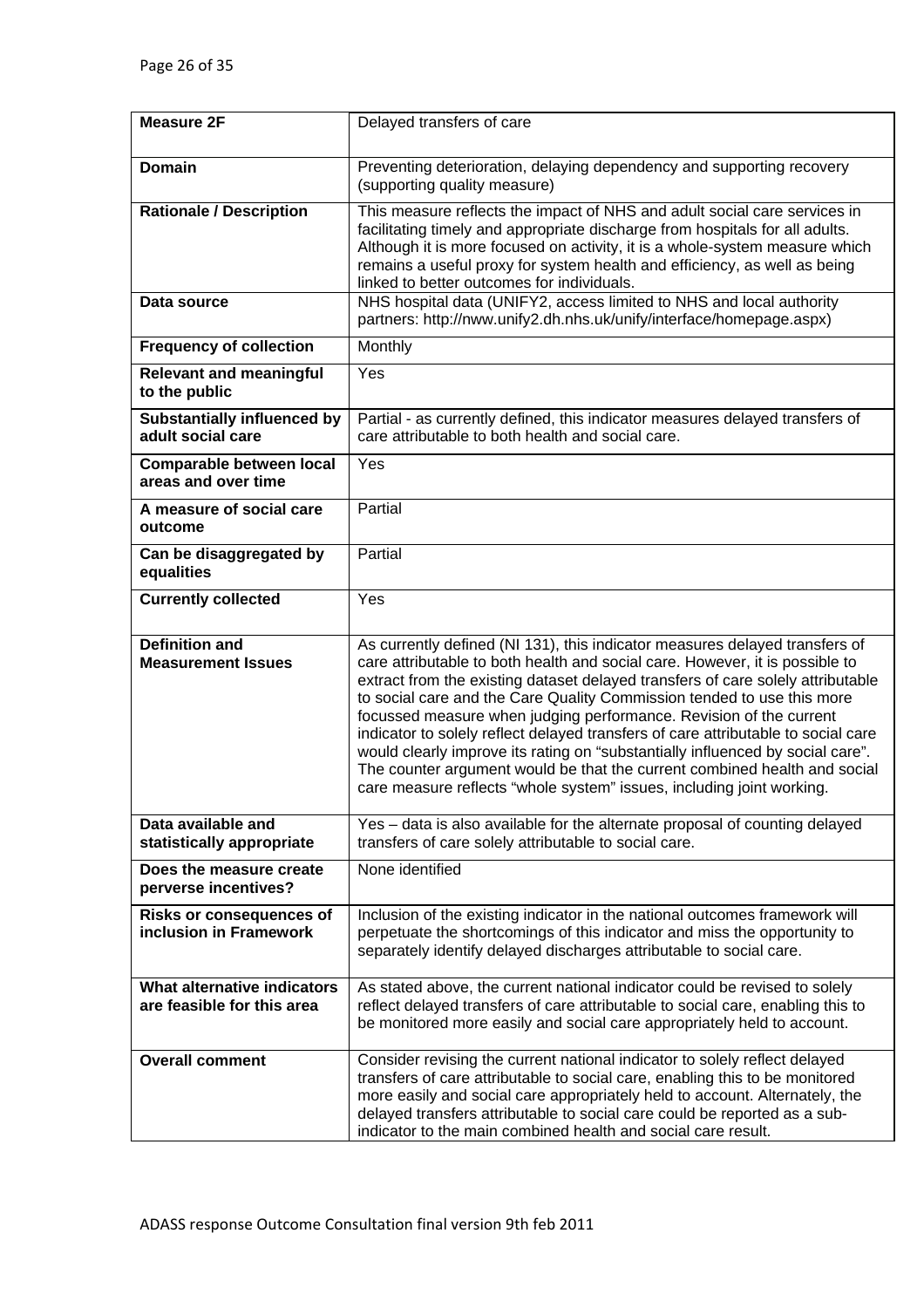| Measure 2F | Delayed transfers of care |
|---|---|
| **Domain** | Preventing deterioration, delaying dependency and supporting recovery (supporting quality measure) |
| **Rationale / Description** | This measure reflects the impact of NHS and adult social care services in facilitating timely and appropriate discharge from hospitals for all adults. Although it is more focused on activity, it is a whole-system measure which remains a useful proxy for system health and efficiency, as well as being linked to better outcomes for individuals. |
| **Data source** | NHS hospital data (UNIFY2, access limited to NHS and local authority partners: http://nww.unify2.dh.nhs.uk/unify/interface/homepage.aspx) |
| **Frequency of collection** | Monthly |
| **Relevant and meaningful to the public** | Yes |
| **Substantially influenced by adult social care** | Partial - as currently defined, this indicator measures delayed transfers of care attributable to both health and social care. |
| **Comparable between local areas and over time** | Yes |
| **A measure of social care outcome** | Partial |
| **Can be disaggregated by equalities** | Partial |
| **Currently collected** | Yes |
| **Definition and Measurement Issues** | As currently defined (NI 131), this indicator measures delayed transfers of care attributable to both health and social care. However, it is possible to extract from the existing dataset delayed transfers of care solely attributable to social care and the Care Quality Commission tended to use this more focussed measure when judging performance. Revision of the current indicator to solely reflect delayed transfers of care attributable to social care would clearly improve its rating on "substantially influenced by social care". The counter argument would be that the current combined health and social care measure reflects "whole system" issues, including joint working. |
| **Data available and statistically appropriate** | Yes – data is also available for the alternate proposal of counting delayed transfers of care solely attributable to social care. |
| **Does the measure create perverse incentives?** | None identified |
| **Risks or consequences of inclusion in Framework** | Inclusion of the existing indicator in the national outcomes framework will perpetuate the shortcomings of this indicator and miss the opportunity to separately identify delayed discharges attributable to social care. |
| **What alternative indicators are feasible for this area** | As stated above, the current national indicator could be revised to solely reflect delayed transfers of care attributable to social care, enabling this to be monitored more easily and social care appropriately held to account. |
| **Overall comment** | Consider revising the current national indicator to solely reflect delayed transfers of care attributable to social care, enabling this to be monitored more easily and social care appropriately held to account. Alternately, the delayed transfers attributable to social care could be reported as a sub-indicator to the main combined health and social care result. |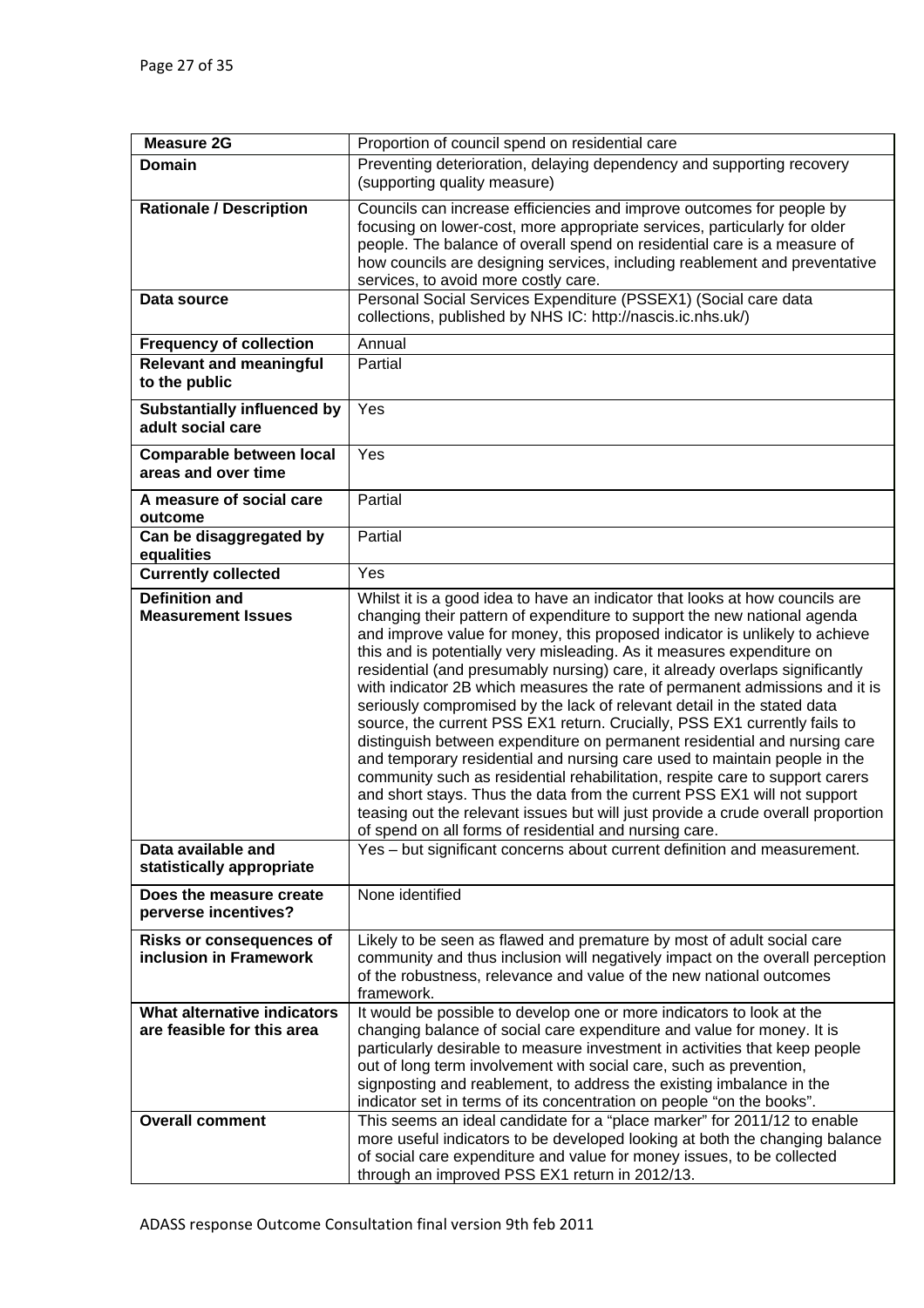| **Measure 2G** | Proportion of council spend on residential care |
|---|---|
| **Domain** | Preventing deterioration, delaying dependency and supporting recovery (supporting quality measure) |
| **Rationale / Description** | Councils can increase efficiencies and improve outcomes for people by focusing on lower-cost, more appropriate services, particularly for older people. The balance of overall spend on residential care is a measure of how councils are designing services, including reablement and preventative services, to avoid more costly care. |
| **Data source** | Personal Social Services Expenditure (PSSEX1) (Social care data collections, published by NHS IC: http://nascis.ic.nhs.uk/) |
| **Frequency of collection** | Annual |
| **Relevant and meaningful to the public** | Partial |
| **Substantially influenced by adult social care** | Yes |
| **Comparable between local areas and over time** | Yes |
| **A measure of social care outcome** | Partial |
| **Can be disaggregated by equalities** | Partial |
| **Currently collected** | Yes |
| **Definition and Measurement Issues** | Whilst it is a good idea to have an indicator that looks at how councils are changing their pattern of expenditure to support the new national agenda and improve value for money, this proposed indicator is unlikely to achieve this and is potentially very misleading. As it measures expenditure on residential (and presumably nursing) care, it already overlaps significantly with indicator 2B which measures the rate of permanent admissions and it is seriously compromised by the lack of relevant detail in the stated data source, the current PSS EX1 return. Crucially, PSS EX1 currently fails to distinguish between expenditure on permanent residential and nursing care and temporary residential and nursing care used to maintain people in the community such as residential rehabilitation, respite care to support carers and short stays. Thus the data from the current PSS EX1 will not support teasing out the relevant issues but will just provide a crude overall proportion of spend on all forms of residential and nursing care. |
| **Data available and statistically appropriate** | Yes – but significant concerns about current definition and measurement. |
| **Does the measure create perverse incentives?** | None identified |
| **Risks or consequences of inclusion in Framework** | Likely to be seen as flawed and premature by most of adult social care community and thus inclusion will negatively impact on the overall perception of the robustness, relevance and value of the new national outcomes framework. |
| **What alternative indicators are feasible for this area** | It would be possible to develop one or more indicators to look at the changing balance of social care expenditure and value for money. It is particularly desirable to measure investment in activities that keep people out of long term involvement with social care, such as prevention, signposting and reablement, to address the existing imbalance in the indicator set in terms of its concentration on people "on the books". |
| **Overall comment** | This seems an ideal candidate for a "place marker" for 2011/12 to enable more useful indicators to be developed looking at both the changing balance of social care expenditure and value for money issues, to be collected through an improved PSS EX1 return in 2012/13. |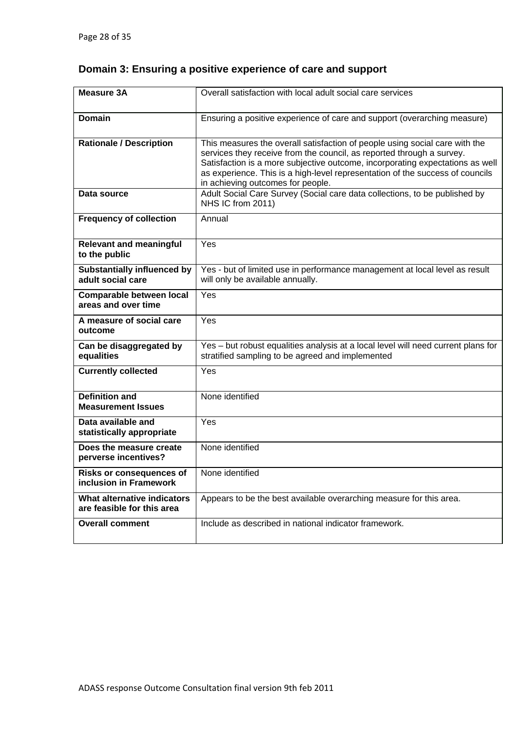## Domain 3: Ensuring a positive experience of care and support

| **Measure 3A** | Overall satisfaction with local adult social care services |
|---|---|
| **Domain** | Ensuring a positive experience of care and support (overarching measure) |
| **Rationale / Description** | This measures the overall satisfaction of people using social care with the services they receive from the council, as reported through a survey. Satisfaction is a more subjective outcome, incorporating expectations as well as experience. This is a high-level representation of the success of councils in achieving outcomes for people. |
| **Data source** | Adult Social Care Survey (Social care data collections, to be published by NHS IC from 2011) |
| **Frequency of collection** | Annual |
| **Relevant and meaningful to the public** | Yes |
| **Substantially influenced by adult social care** | Yes - but of limited use in performance management at local level as result will only be available annually. |
| **Comparable between local areas and over time** | Yes |
| **A measure of social care outcome** | Yes |
| **Can be disaggregated by equalities** | Yes – but robust equalities analysis at a local level will need current plans for stratified sampling to be agreed and implemented |
| **Currently collected** | Yes |
| **Definition and Measurement Issues** | None identified |
| **Data available and statistically appropriate** | Yes |
| **Does the measure create perverse incentives?** | None identified |
| **Risks or consequences of inclusion in Framework** | None identified |
| **What alternative indicators are feasible for this area** | Appears to be the best available overarching measure for this area. |
| **Overall comment** | Include as described in national indicator framework. |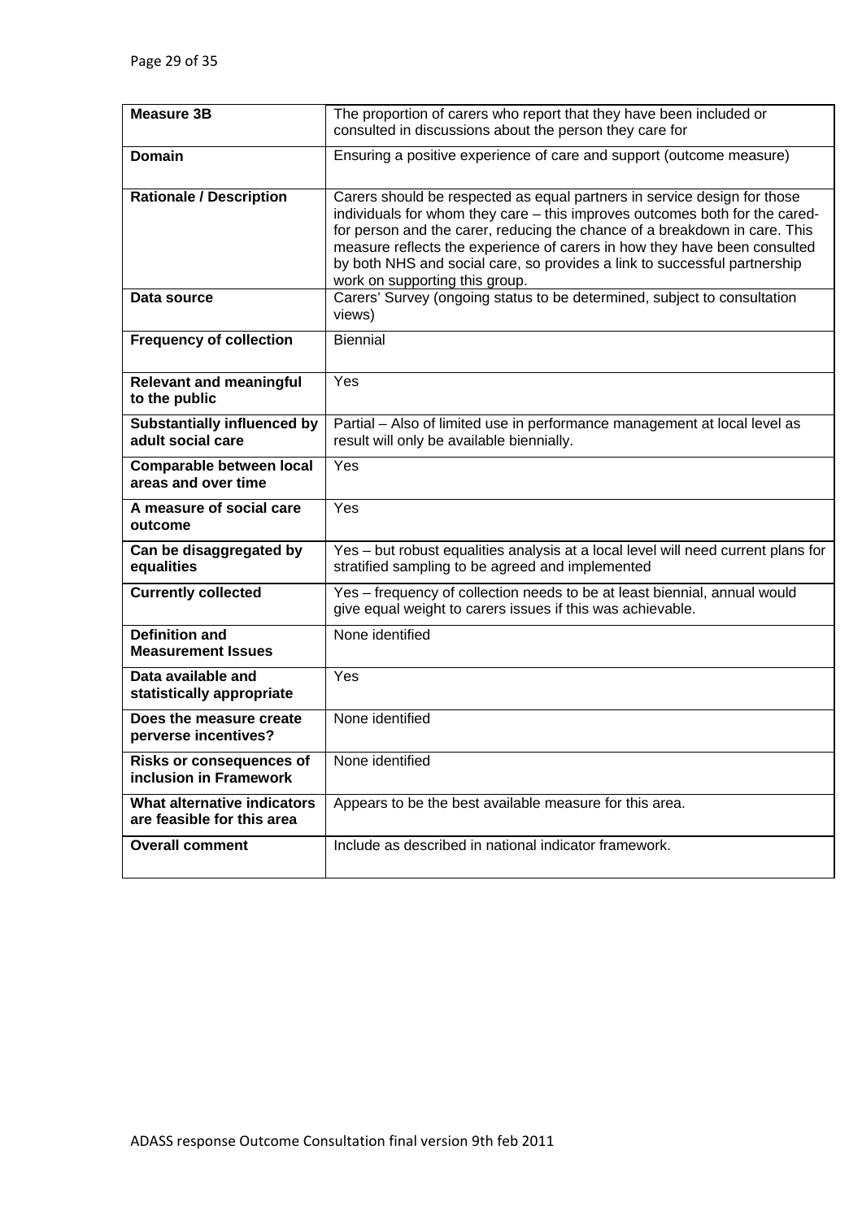| **Measure 3B** | The proportion of carers who report that they have been included or consulted in discussions about the person they care for |
|---|---|
| **Domain** | Ensuring a positive experience of care and support (outcome measure) |
| **Rationale / Description** | Carers should be respected as equal partners in service design for those individuals for whom they care – this improves outcomes both for the cared-for person and the carer, reducing the chance of a breakdown in care. This measure reflects the experience of carers in how they have been consulted by both NHS and social care, so provides a link to successful partnership work on supporting this group. |
| **Data source** | Carers' Survey (ongoing status to be determined, subject to consultation views) |
| **Frequency of collection** | Biennial |
| **Relevant and meaningful to the public** | Yes |
| **Substantially influenced by adult social care** | Partial – Also of limited use in performance management at local level as result will only be available biennially. |
| **Comparable between local areas and over time** | Yes |
| **A measure of social care outcome** | Yes |
| **Can be disaggregated by equalities** | Yes – but robust equalities analysis at a local level will need current plans for stratified sampling to be agreed and implemented |
| **Currently collected** | Yes – frequency of collection needs to be at least biennial, annual would give equal weight to carers issues if this was achievable. |
| **Definition and Measurement Issues** | None identified |
| **Data available and statistically appropriate** | Yes |
| **Does the measure create perverse incentives?** | None identified |
| **Risks or consequences of inclusion in Framework** | None identified |
| **What alternative indicators are feasible for this area** | Appears to be the best available measure for this area. |
| **Overall comment** | Include as described in national indicator framework. |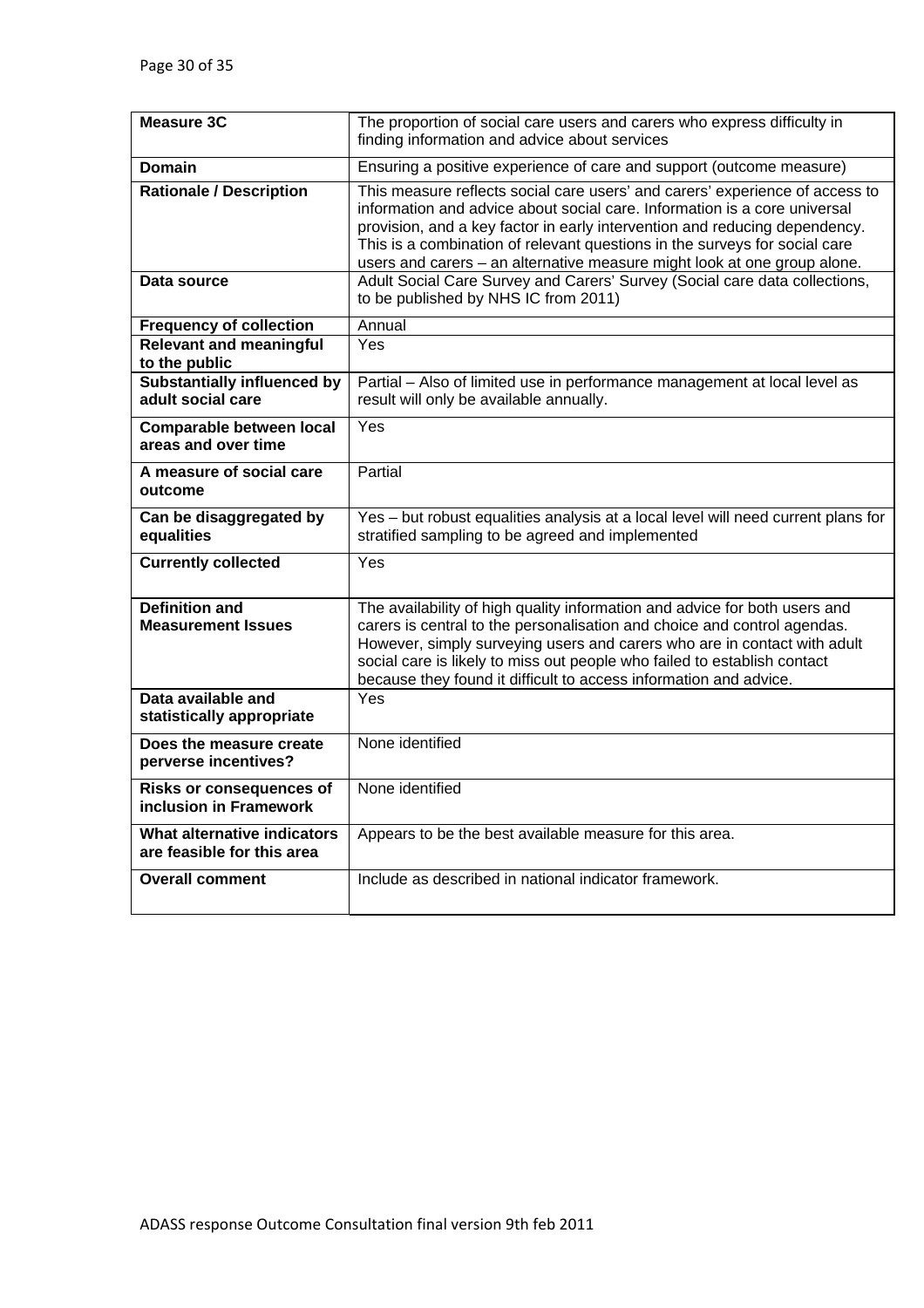| **Measure 3C** | The proportion of social care users and carers who express difficulty in finding information and advice about services |
|---|---|
| **Domain** | Ensuring a positive experience of care and support (outcome measure) |
| **Rationale / Description** | This measure reflects social care users' and carers' experience of access to information and advice about social care. Information is a core universal provision, and a key factor in early intervention and reducing dependency. This is a combination of relevant questions in the surveys for social care users and carers – an alternative measure might look at one group alone. |
| **Data source** | Adult Social Care Survey and Carers' Survey (Social care data collections, to be published by NHS IC from 2011) |
| **Frequency of collection** | Annual |
| **Relevant and meaningful to the public** | Yes |
| **Substantially influenced by adult social care** | Partial – Also of limited use in performance management at local level as result will only be available annually. |
| **Comparable between local areas and over time** | Yes |
| **A measure of social care outcome** | Partial |
| **Can be disaggregated by equalities** | Yes – but robust equalities analysis at a local level will need current plans for stratified sampling to be agreed and implemented |
| **Currently collected** | Yes |
| **Definition and Measurement Issues** | The availability of high quality information and advice for both users and carers is central to the personalisation and choice and control agendas. However, simply surveying users and carers who are in contact with adult social care is likely to miss out people who failed to establish contact because they found it difficult to access information and advice. |
| **Data available and statistically appropriate** | Yes |
| **Does the measure create perverse incentives?** | None identified |
| **Risks or consequences of inclusion in Framework** | None identified |
| **What alternative indicators are feasible for this area** | Appears to be the best available measure for this area. |
| **Overall comment** | Include as described in national indicator framework. |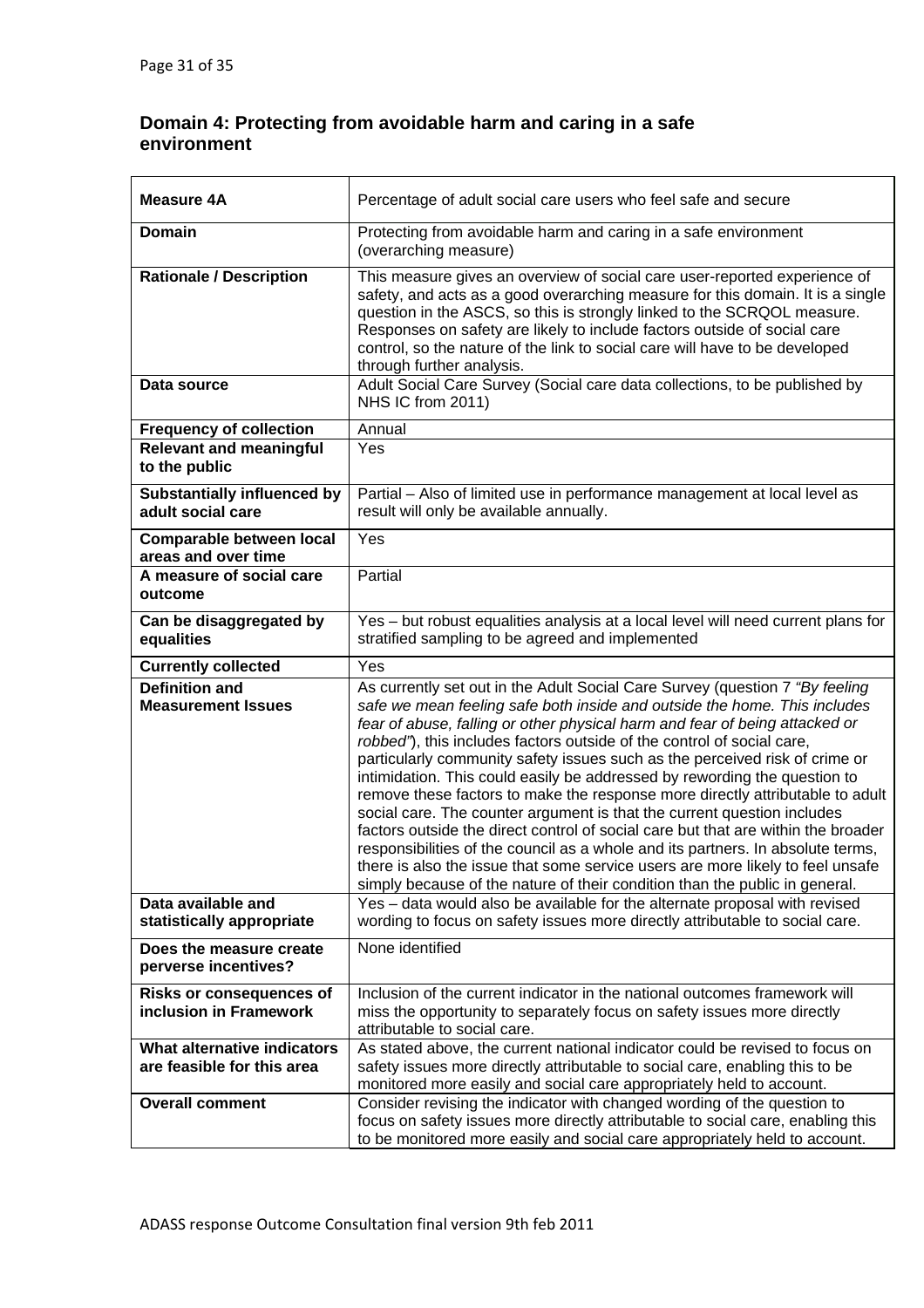## Domain 4: Protecting from avoidable harm and caring in a safe environment

| **Measure 4A** | Percentage of adult social care users who feel safe and secure |
|---|---|
| **Domain** | Protecting from avoidable harm and caring in a safe environment (overarching measure) |
| **Rationale / Description** | This measure gives an overview of social care user-reported experience of safety, and acts as a good overarching measure for this domain. It is a single question in the ASCS, so this is strongly linked to the SCRQOL measure. Responses on safety are likely to include factors outside of social care control, so the nature of the link to social care will have to be developed through further analysis. |
| **Data source** | Adult Social Care Survey (Social care data collections, to be published by NHS IC from 2011) |
| **Frequency of collection** | Annual |
| **Relevant and meaningful to the public** | Yes |
| **Substantially influenced by adult social care** | Partial – Also of limited use in performance management at local level as result will only be available annually. |
| **Comparable between local areas and over time** | Yes |
| **A measure of social care outcome** | Partial |
| **Can be disaggregated by equalities** | Yes – but robust equalities analysis at a local level will need current plans for stratified sampling to be agreed and implemented |
| **Currently collected** | Yes |
| **Definition and Measurement Issues** | As currently set out in the Adult Social Care Survey (question 7 *"By feeling safe we mean feeling safe both inside and outside the home. This includes fear of abuse, falling or other physical harm and fear of being attacked or robbed"*), this includes factors outside of the control of social care, particularly community safety issues such as the perceived risk of crime or intimidation. This could easily be addressed by rewording the question to remove these factors to make the response more directly attributable to adult social care. The counter argument is that the current question includes factors outside the direct control of social care but that are within the broader responsibilities of the council as a whole and its partners. In absolute terms, there is also the issue that some service users are more likely to feel unsafe simply because of the nature of their condition than the public in general. |
| **Data available and statistically appropriate** | Yes – data would also be available for the alternate proposal with revised wording to focus on safety issues more directly attributable to social care. |
| **Does the measure create perverse incentives?** | None identified |
| **Risks or consequences of inclusion in Framework** | Inclusion of the current indicator in the national outcomes framework will miss the opportunity to separately focus on safety issues more directly attributable to social care. |
| **What alternative indicators are feasible for this area** | As stated above, the current national indicator could be revised to focus on safety issues more directly attributable to social care, enabling this to be monitored more easily and social care appropriately held to account. |
| **Overall comment** | Consider revising the indicator with changed wording of the question to focus on safety issues more directly attributable to social care, enabling this to be monitored more easily and social care appropriately held to account. |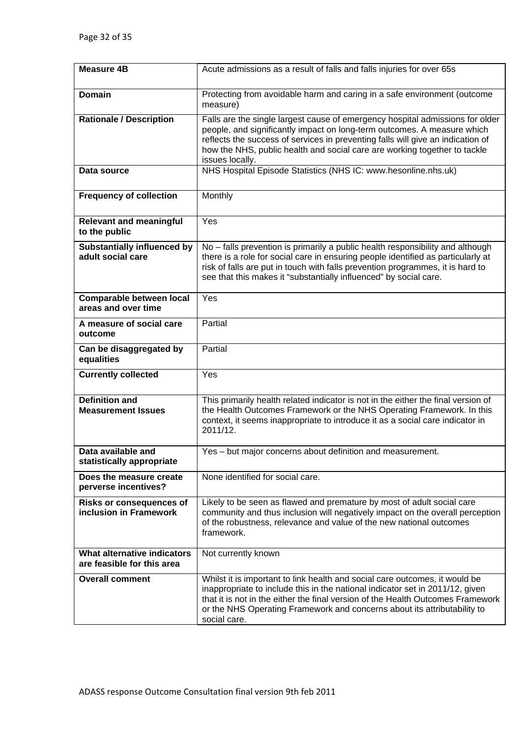| **Measure 4B** | Acute admissions as a result of falls and falls injuries for over 65s |
|---|---|
| **Domain** | Protecting from avoidable harm and caring in a safe environment (outcome measure) |
| **Rationale / Description** | Falls are the single largest cause of emergency hospital admissions for older people, and significantly impact on long-term outcomes. A measure which reflects the success of services in preventing falls will give an indication of how the NHS, public health and social care are working together to tackle issues locally. |
| **Data source** | NHS Hospital Episode Statistics (NHS IC: www.hesonline.nhs.uk) |
| **Frequency of collection** | Monthly |
| **Relevant and meaningful to the public** | Yes |
| **Substantially influenced by adult social care** | No – falls prevention is primarily a public health responsibility and although there is a role for social care in ensuring people identified as particularly at risk of falls are put in touch with falls prevention programmes, it is hard to see that this makes it "substantially influenced" by social care. |
| **Comparable between local areas and over time** | Yes |
| **A measure of social care outcome** | Partial |
| **Can be disaggregated by equalities** | Partial |
| **Currently collected** | Yes |
| **Definition and Measurement Issues** | This primarily health related indicator is not in the either the final version of the Health Outcomes Framework or the NHS Operating Framework. In this context, it seems inappropriate to introduce it as a social care indicator in 2011/12. |
| **Data available and statistically appropriate** | Yes – but major concerns about definition and measurement. |
| **Does the measure create perverse incentives?** | None identified for social care. |
| **Risks or consequences of inclusion in Framework** | Likely to be seen as flawed and premature by most of adult social care community and thus inclusion will negatively impact on the overall perception of the robustness, relevance and value of the new national outcomes framework. |
| **What alternative indicators are feasible for this area** | Not currently known |
| **Overall comment** | Whilst it is important to link health and social care outcomes, it would be inappropriate to include this in the national indicator set in 2011/12, given that it is not in the either the final version of the Health Outcomes Framework or the NHS Operating Framework and concerns about its attributability to social care. |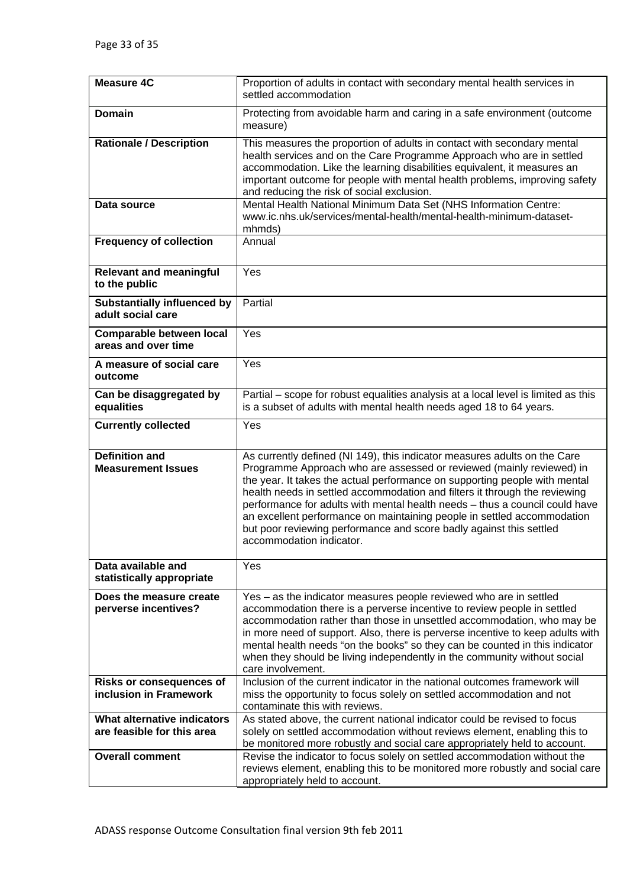| Measure 4C | Proportion of adults in contact with secondary mental health services in settled accommodation |
|---|---|
| **Domain** | Protecting from avoidable harm and caring in a safe environment (outcome measure) |
| **Rationale / Description** | This measures the proportion of adults in contact with secondary mental health services and on the Care Programme Approach who are in settled accommodation. Like the learning disabilities equivalent, it measures an important outcome for people with mental health problems, improving safety and reducing the risk of social exclusion. |
| **Data source** | Mental Health National Minimum Data Set (NHS Information Centre: www.ic.nhs.uk/services/mental-health/mental-health-minimum-dataset-mhmds) |
| **Frequency of collection** | Annual |
| **Relevant and meaningful to the public** | Yes |
| **Substantially influenced by adult social care** | Partial |
| **Comparable between local areas and over time** | Yes |
| **A measure of social care outcome** | Yes |
| **Can be disaggregated by equalities** | Partial – scope for robust equalities analysis at a local level is limited as this is a subset of adults with mental health needs aged 18 to 64 years. |
| **Currently collected** | Yes |
| **Definition and Measurement Issues** | As currently defined (NI 149), this indicator measures adults on the Care Programme Approach who are assessed or reviewed (mainly reviewed) in the year. It takes the actual performance on supporting people with mental health needs in settled accommodation and filters it through the reviewing performance for adults with mental health needs – thus a council could have an excellent performance on maintaining people in settled accommodation but poor reviewing performance and score badly against this settled accommodation indicator. |
| **Data available and statistically appropriate** | Yes |
| **Does the measure create perverse incentives?** | Yes – as the indicator measures people reviewed who are in settled accommodation there is a perverse incentive to review people in settled accommodation rather than those in unsettled accommodation, who may be in more need of support. Also, there is perverse incentive to keep adults with mental health needs "on the books" so they can be counted in this indicator when they should be living independently in the community without social care involvement. |
| **Risks or consequences of inclusion in Framework** | Inclusion of the current indicator in the national outcomes framework will miss the opportunity to focus solely on settled accommodation and not contaminate this with reviews. |
| **What alternative indicators are feasible for this area** | As stated above, the current national indicator could be revised to focus solely on settled accommodation without reviews element, enabling this to be monitored more robustly and social care appropriately held to account. |
| **Overall comment** | Revise the indicator to focus solely on settled accommodation without the reviews element, enabling this to be monitored more robustly and social care appropriately held to account. |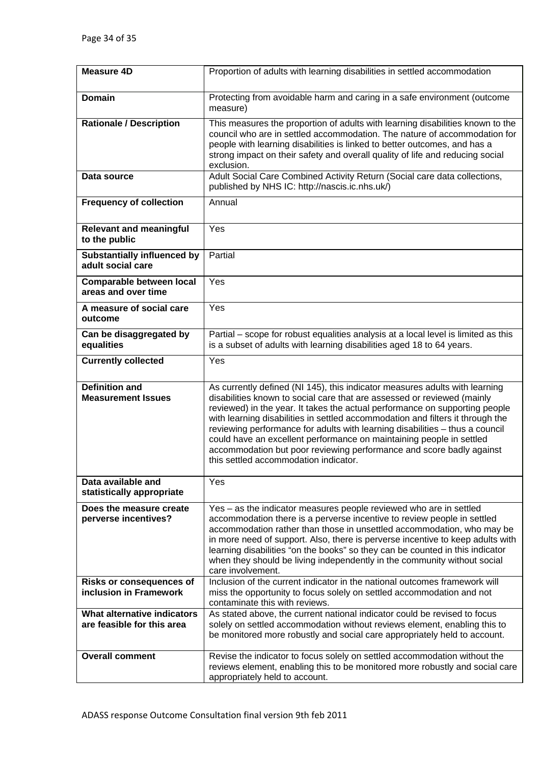| **Measure 4D** | Proportion of adults with learning disabilities in settled accommodation |
|---|---|
| **Domain** | Protecting from avoidable harm and caring in a safe environment (outcome measure) |
| **Rationale / Description** | This measures the proportion of adults with learning disabilities known to the council who are in settled accommodation. The nature of accommodation for people with learning disabilities is linked to better outcomes, and has a strong impact on their safety and overall quality of life and reducing social exclusion. |
| **Data source** | Adult Social Care Combined Activity Return (Social care data collections, published by NHS IC: http://nascis.ic.nhs.uk/) |
| **Frequency of collection** | Annual |
| **Relevant and meaningful to the public** | Yes |
| **Substantially influenced by adult social care** | Partial |
| **Comparable between local areas and over time** | Yes |
| **A measure of social care outcome** | Yes |
| **Can be disaggregated by equalities** | Partial – scope for robust equalities analysis at a local level is limited as this is a subset of adults with learning disabilities aged 18 to 64 years. |
| **Currently collected** | Yes |
| **Definition and Measurement Issues** | As currently defined (NI 145), this indicator measures adults with learning disabilities known to social care that are assessed or reviewed (mainly reviewed) in the year. It takes the actual performance on supporting people with learning disabilities in settled accommodation and filters it through the reviewing performance for adults with learning disabilities – thus a council could have an excellent performance on maintaining people in settled accommodation but poor reviewing performance and score badly against this settled accommodation indicator. |
| **Data available and statistically appropriate** | Yes |
| **Does the measure create perverse incentives?** | Yes – as the indicator measures people reviewed who are in settled accommodation there is a perverse incentive to review people in settled accommodation rather than those in unsettled accommodation, who may be in more need of support. Also, there is perverse incentive to keep adults with learning disabilities "on the books" so they can be counted in this indicator when they should be living independently in the community without social care involvement. |
| **Risks or consequences of inclusion in Framework** | Inclusion of the current indicator in the national outcomes framework will miss the opportunity to focus solely on settled accommodation and not contaminate this with reviews. |
| **What alternative indicators are feasible for this area** | As stated above, the current national indicator could be revised to focus solely on settled accommodation without reviews element, enabling this to be monitored more robustly and social care appropriately held to account. |
| **Overall comment** | Revise the indicator to focus solely on settled accommodation without the reviews element, enabling this to be monitored more robustly and social care appropriately held to account. |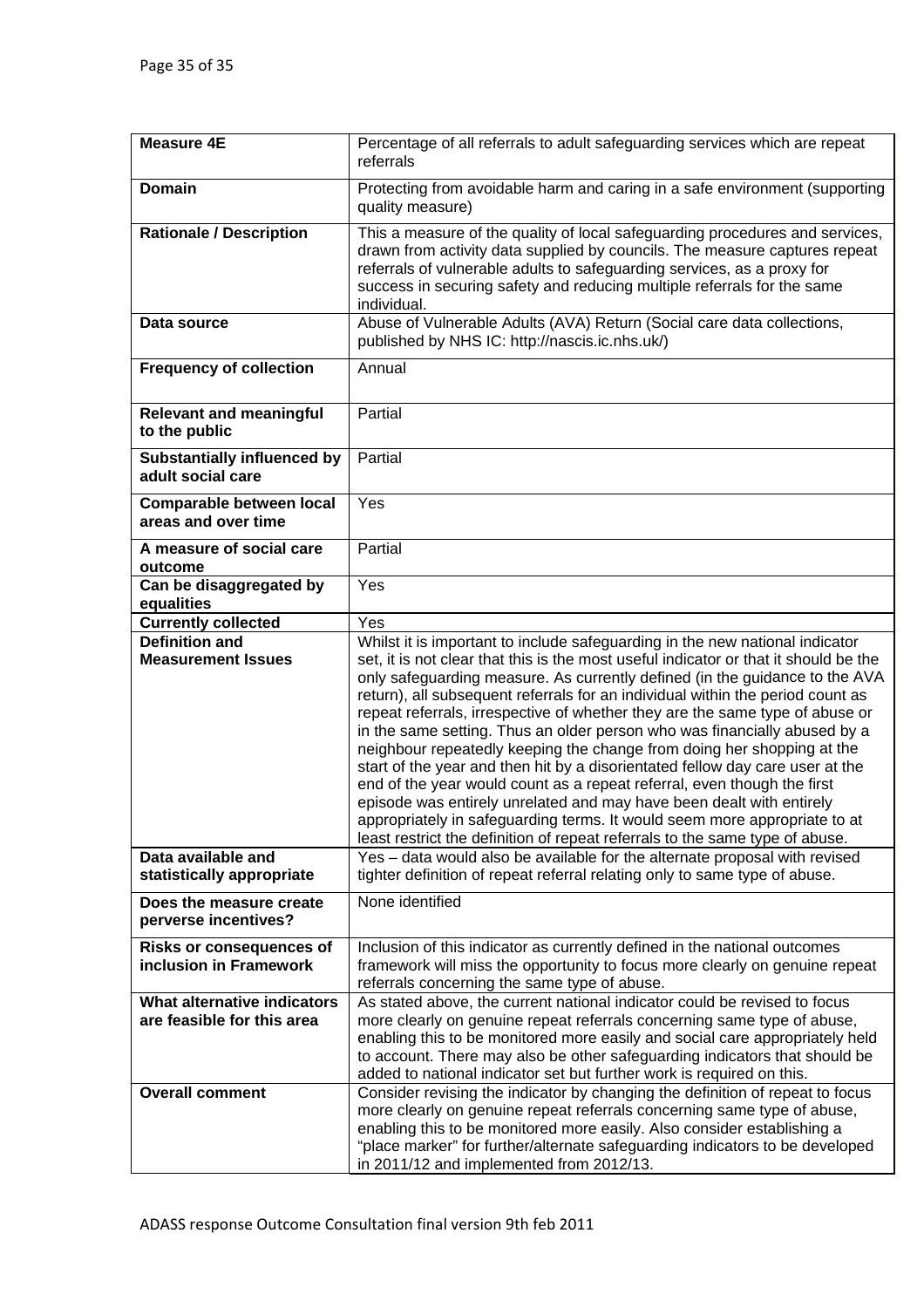| | |
|---|---|
| **Measure 4E** | Percentage of all referrals to adult safeguarding services which are repeat referrals |
| **Domain** | Protecting from avoidable harm and caring in a safe environment (supporting quality measure) |
| **Rationale / Description** | This a measure of the quality of local safeguarding procedures and services, drawn from activity data supplied by councils. The measure captures repeat referrals of vulnerable adults to safeguarding services, as a proxy for success in securing safety and reducing multiple referrals for the same individual. |
| **Data source** | Abuse of Vulnerable Adults (AVA) Return (Social care data collections, published by NHS IC: http://nascis.ic.nhs.uk/) |
| **Frequency of collection** | Annual |
| **Relevant and meaningful to the public** | Partial |
| **Substantially influenced by adult social care** | Partial |
| **Comparable between local areas and over time** | Yes |
| **A measure of social care outcome** | Partial |
| **Can be disaggregated by equalities** | Yes |
| **Currently collected** | Yes |
| **Definition and Measurement Issues** | Whilst it is important to include safeguarding in the new national indicator set, it is not clear that this is the most useful indicator or that it should be the only safeguarding measure. As currently defined (in the guidance to the AVA return), all subsequent referrals for an individual within the period count as repeat referrals, irrespective of whether they are the same type of abuse or in the same setting. Thus an older person who was financially abused by a neighbour repeatedly keeping the change from doing her shopping at the start of the year and then hit by a disorientated fellow day care user at the end of the year would count as a repeat referral, even though the first episode was entirely unrelated and may have been dealt with entirely appropriately in safeguarding terms. It would seem more appropriate to at least restrict the definition of repeat referrals to the same type of abuse. |
| **Data available and statistically appropriate** | Yes – data would also be available for the alternate proposal with revised tighter definition of repeat referral relating only to same type of abuse. |
| **Does the measure create perverse incentives?** | None identified |
| **Risks or consequences of inclusion in Framework** | Inclusion of this indicator as currently defined in the national outcomes framework will miss the opportunity to focus more clearly on genuine repeat referrals concerning the same type of abuse. |
| **What alternative indicators are feasible for this area** | As stated above, the current national indicator could be revised to focus more clearly on genuine repeat referrals concerning same type of abuse, enabling this to be monitored more easily and social care appropriately held to account. There may also be other safeguarding indicators that should be added to national indicator set but further work is required on this. |
| **Overall comment** | Consider revising the indicator by changing the definition of repeat to focus more clearly on genuine repeat referrals concerning same type of abuse, enabling this to be monitored more easily. Also consider establishing a "place marker" for further/alternate safeguarding indicators to be developed in 2011/12 and implemented from 2012/13. |